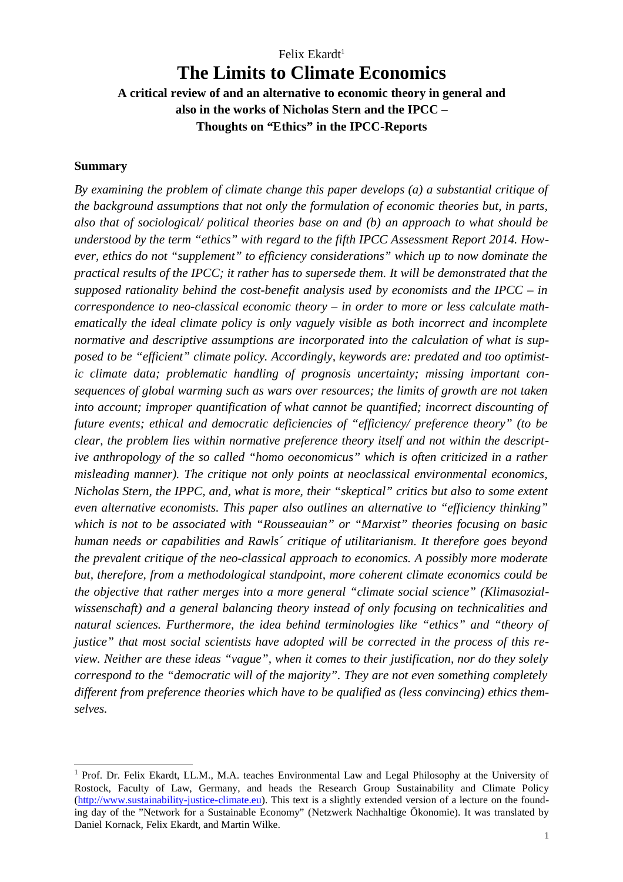Felix Ekardt[1]

# The Limits to Climate Economics

**A critical review of and an alternative to economic theory in general and also in the works of Nicholas Stern and the IPCC – Thoughts on "Ethics" in the IPCC-Reports**

### Summary

*By examining the problem of climate change this paper develops (a) a substantial critique of the background assumptions that not only the formulation of economic theories but, in parts, also that of sociological/ political theories base on and (b) an approach to what should be understood by the term "ethics" with regard to the fifth IPCC Assessment Report 2014. However, ethics do not "supplement" to efficiency considerations" which up to now dominate the practical results of the IPCC; it rather has to supersede them. It will be demonstrated that the supposed rationality behind the cost-benefit analysis used by economists and the IPCC – in correspondence to neo-classical economic theory – in order to more or less calculate mathematically the ideal climate policy is only vaguely visible as both incorrect and incomplete normative and descriptive assumptions are incorporated into the calculation of what is supposed to be "efficient" climate policy. Accordingly, keywords are: predated and too optimistic climate data; problematic handling of prognosis uncertainty; missing important consequences of global warming such as wars over resources; the limits of growth are not taken into account; improper quantification of what cannot be quantified; incorrect discounting of future events; ethical and democratic deficiencies of "efficiency/ preference theory" (to be clear, the problem lies within normative preference theory itself and not within the descriptive anthropology of the so called "homo oeconomicus" which is often criticized in a rather misleading manner). The critique not only points at neoclassical environmental economics, Nicholas Stern, the IPPC, and, what is more, their "skeptical" critics but also to some extent even alternative economists. This paper also outlines an alternative to "efficiency thinking" which is not to be associated with "Rousseauian" or "Marxist" theories focusing on basic human needs or capabilities and Rawls´ critique of utilitarianism. It therefore goes beyond the prevalent critique of the neo-classical approach to economics. A possibly more moderate but, therefore, from a methodological standpoint, more coherent climate economics could be the objective that rather merges into a more general "climate social science" (Klimasozialwissenschaft) and a general balancing theory instead of only focusing on technicalities and natural sciences. Furthermore, the idea behind terminologies like "ethics" and "theory of justice" that most social scientists have adopted will be corrected in the process of this review. Neither are these ideas "vague", when it comes to their justification, nor do they solely correspond to the "democratic will of the majority". They are not even something completely different from preference theories which have to be qualified as (less convincing) ethics themselves.*

---

[1] Prof. Dr. Felix Ekardt, LL.M., M.A. teaches Environmental Law and Legal Philosophy at the University of Rostock, Faculty of Law, Germany, and heads the Research Group Sustainability and Climate Policy (http://www.sustainability-justice-climate.eu). This text is a slightly extended version of a lecture on the founding day of the "Network for a Sustainable Economy" (Netzwerk Nachhaltige Ökonomie). It was translated by Daniel Kornack, Felix Ekardt, and Martin Wilke.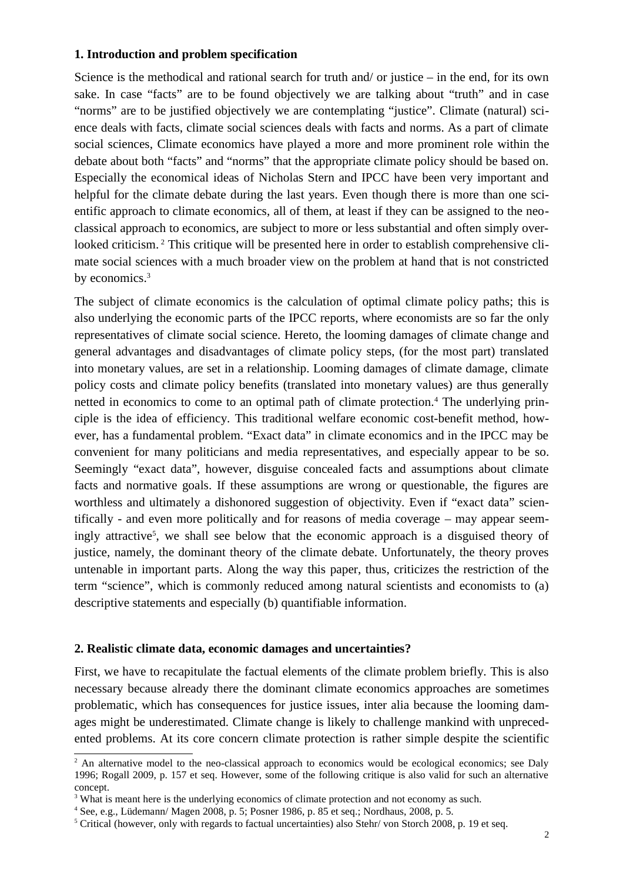## 1. Introduction and problem specification

Science is the methodical and rational search for truth and/ or justice – in the end, for its own sake. In case "facts" are to be found objectively we are talking about "truth" and in case "norms" are to be justified objectively we are contemplating "justice". Climate (natural) science deals with facts, climate social sciences deals with facts and norms. As a part of climate social sciences, Climate economics have played a more and more prominent role within the debate about both "facts" and "norms" that the appropriate climate policy should be based on. Especially the economical ideas of Nicholas Stern and IPCC have been very important and helpful for the climate debate during the last years. Even though there is more than one scientific approach to climate economics, all of them, at least if they can be assigned to the neo-classical approach to economics, are subject to more or less substantial and often simply overlooked criticism.[2] This critique will be presented here in order to establish comprehensive climate social sciences with a much broader view on the problem at hand that is not constricted by economics.[3]

The subject of climate economics is the calculation of optimal climate policy paths; this is also underlying the economic parts of the IPCC reports, where economists are so far the only representatives of climate social science. Hereto, the looming damages of climate change and general advantages and disadvantages of climate policy steps, (for the most part) translated into monetary values, are set in a relationship. Looming damages of climate damage, climate policy costs and climate policy benefits (translated into monetary values) are thus generally netted in economics to come to an optimal path of climate protection.[4] The underlying principle is the idea of efficiency. This traditional welfare economic cost-benefit method, however, has a fundamental problem. "Exact data" in climate economics and in the IPCC may be convenient for many politicians and media representatives, and especially appear to be so. Seemingly "exact data", however, disguise concealed facts and assumptions about climate facts and normative goals. If these assumptions are wrong or questionable, the figures are worthless and ultimately a dishonored suggestion of objectivity. Even if "exact data" scientifically - and even more politically and for reasons of media coverage – may appear seemingly attractive[5], we shall see below that the economic approach is a disguised theory of justice, namely, the dominant theory of the climate debate. Unfortunately, the theory proves untenable in important parts. Along the way this paper, thus, criticizes the restriction of the term "science", which is commonly reduced among natural scientists and economists to (a) descriptive statements and especially (b) quantifiable information.

## 2. Realistic climate data, economic damages and uncertainties?

First, we have to recapitulate the factual elements of the climate problem briefly. This is also necessary because already there the dominant climate economics approaches are sometimes problematic, which has consequences for justice issues, inter alia because the looming damages might be underestimated. Climate change is likely to challenge mankind with unprecedented problems. At its core concern climate protection is rather simple despite the scientific

---

[2] An alternative model to the neo-classical approach to economics would be ecological economics; see Daly 1996; Rogall 2009, p. 157 et seq. However, some of the following critique is also valid for such an alternative concept.

[3] What is meant here is the underlying economics of climate protection and not economy as such.

[4] See, e.g., Lüdemann/ Magen 2008, p. 5; Posner 1986, p. 85 et seq.; Nordhaus, 2008, p. 5.

[5] Critical (however, only with regards to factual uncertainties) also Stehr/ von Storch 2008, p. 19 et seq.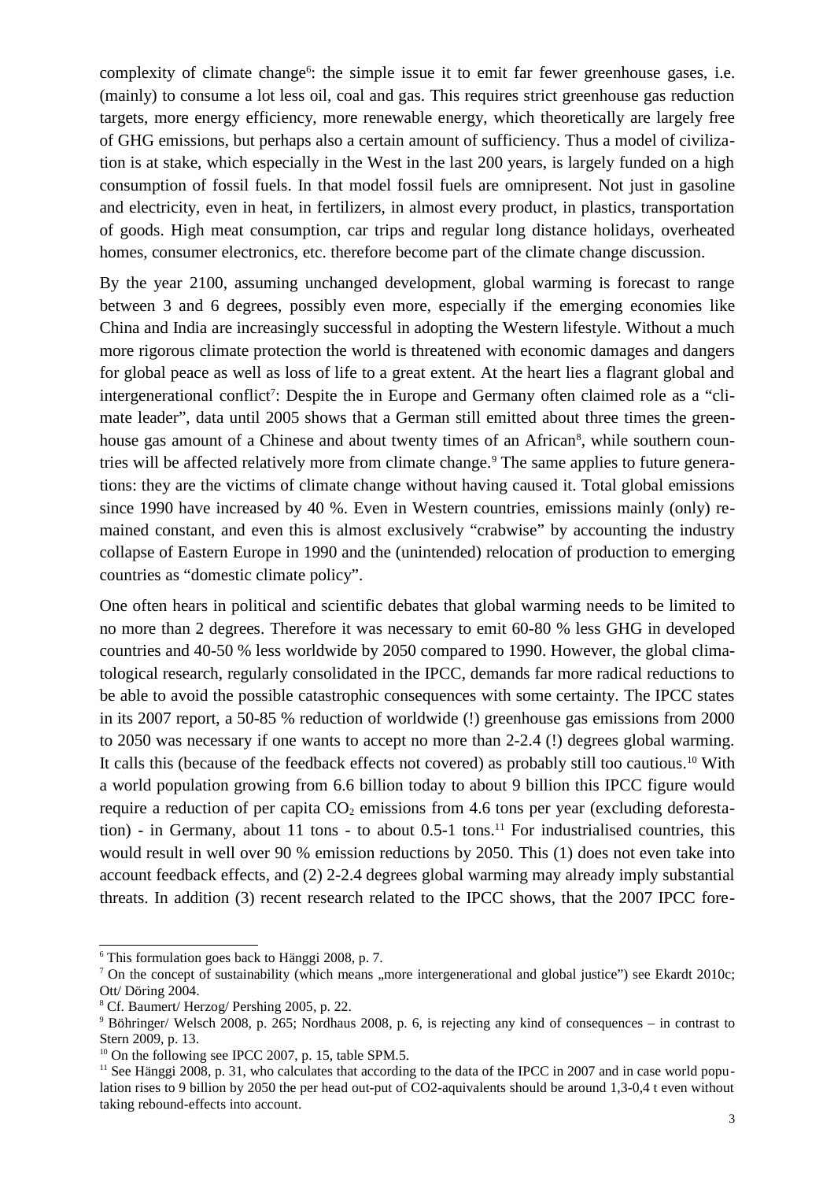complexity of climate change[6]: the simple issue it to emit far fewer greenhouse gases, i.e. (mainly) to consume a lot less oil, coal and gas. This requires strict greenhouse gas reduction targets, more energy efficiency, more renewable energy, which theoretically are largely free of GHG emissions, but perhaps also a certain amount of sufficiency. Thus a model of civilization is at stake, which especially in the West in the last 200 years, is largely funded on a high consumption of fossil fuels. In that model fossil fuels are omnipresent. Not just in gasoline and electricity, even in heat, in fertilizers, in almost every product, in plastics, transportation of goods. High meat consumption, car trips and regular long distance holidays, overheated homes, consumer electronics, etc. therefore become part of the climate change discussion.

By the year 2100, assuming unchanged development, global warming is forecast to range between 3 and 6 degrees, possibly even more, especially if the emerging economies like China and India are increasingly successful in adopting the Western lifestyle. Without a much more rigorous climate protection the world is threatened with economic damages and dangers for global peace as well as loss of life to a great extent. At the heart lies a flagrant global and intergenerational conflict[7]: Despite the in Europe and Germany often claimed role as a "climate leader", data until 2005 shows that a German still emitted about three times the greenhouse gas amount of a Chinese and about twenty times of an African[8], while southern countries will be affected relatively more from climate change.[9] The same applies to future generations: they are the victims of climate change without having caused it. Total global emissions since 1990 have increased by 40 %. Even in Western countries, emissions mainly (only) remained constant, and even this is almost exclusively "crabwise" by accounting the industry collapse of Eastern Europe in 1990 and the (unintended) relocation of production to emerging countries as "domestic climate policy".

One often hears in political and scientific debates that global warming needs to be limited to no more than 2 degrees. Therefore it was necessary to emit 60-80 % less GHG in developed countries and 40-50 % less worldwide by 2050 compared to 1990. However, the global climatological research, regularly consolidated in the IPCC, demands far more radical reductions to be able to avoid the possible catastrophic consequences with some certainty. The IPCC states in its 2007 report, a 50-85 % reduction of worldwide (!) greenhouse gas emissions from 2000 to 2050 was necessary if one wants to accept no more than 2-2.4 (!) degrees global warming. It calls this (because of the feedback effects not covered) as probably still too cautious.[10] With a world population growing from 6.6 billion today to about 9 billion this IPCC figure would require a reduction of per capita $CO_2$ emissions from 4.6 tons per year (excluding deforestation) - in Germany, about 11 tons - to about 0.5-1 tons.[11] For industrialised countries, this would result in well over 90 % emission reductions by 2050. This (1) does not even take into account feedback effects, and (2) 2-2.4 degrees global warming may already imply substantial threats. In addition (3) recent research related to the IPCC shows, that the 2007 IPCC fore-

---

[6] This formulation goes back to Hänggi 2008, p. 7.

[7] On the concept of sustainability (which means „more intergenerational and global justice") see Ekardt 2010c; Ott/ Döring 2004.

[8] Cf. Baumert/ Herzog/ Pershing 2005, p. 22.

[9] Böhringer/ Welsch 2008, p. 265; Nordhaus 2008, p. 6, is rejecting any kind of consequences – in contrast to Stern 2009, p. 13.

[10] On the following see IPCC 2007, p. 15, table SPM.5.

[11] See Hänggi 2008, p. 31, who calculates that according to the data of the IPCC in 2007 and in case world population rises to 9 billion by 2050 the per head out-put of CO2-aquivalents should be around 1,3-0,4 t even without taking rebound-effects into account.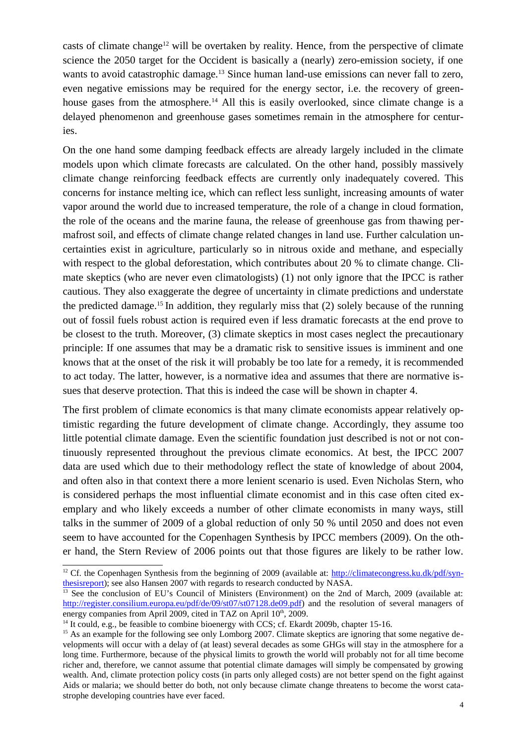casts of climate change[12] will be overtaken by reality. Hence, from the perspective of climate science the 2050 target for the Occident is basically a (nearly) zero-emission society, if one wants to avoid catastrophic damage.[13] Since human land-use emissions can never fall to zero, even negative emissions may be required for the energy sector, i.e. the recovery of greenhouse gases from the atmosphere.[14] All this is easily overlooked, since climate change is a delayed phenomenon and greenhouse gases sometimes remain in the atmosphere for centuries.

On the one hand some damping feedback effects are already largely included in the climate models upon which climate forecasts are calculated. On the other hand, possibly massively climate change reinforcing feedback effects are currently only inadequately covered. This concerns for instance melting ice, which can reflect less sunlight, increasing amounts of water vapor around the world due to increased temperature, the role of a change in cloud formation, the role of the oceans and the marine fauna, the release of greenhouse gas from thawing permafrost soil, and effects of climate change related changes in land use. Further calculation uncertainties exist in agriculture, particularly so in nitrous oxide and methane, and especially with respect to the global deforestation, which contributes about 20 % to climate change. Climate skeptics (who are never even climatologists) (1) not only ignore that the IPCC is rather cautious. They also exaggerate the degree of uncertainty in climate predictions and understate the predicted damage.[15] In addition, they regularly miss that (2) solely because of the running out of fossil fuels robust action is required even if less dramatic forecasts at the end prove to be closest to the truth. Moreover, (3) climate skeptics in most cases neglect the precautionary principle: If one assumes that may be a dramatic risk to sensitive issues is imminent and one knows that at the onset of the risk it will probably be too late for a remedy, it is recommended to act today. The latter, however, is a normative idea and assumes that there are normative issues that deserve protection. That this is indeed the case will be shown in chapter 4.

The first problem of climate economics is that many climate economists appear relatively optimistic regarding the future development of climate change. Accordingly, they assume too little potential climate damage. Even the scientific foundation just described is not or not continuously represented throughout the previous climate economics. At best, the IPCC 2007 data are used which due to their methodology reflect the state of knowledge of about 2004, and often also in that context there a more lenient scenario is used. Even Nicholas Stern, who is considered perhaps the most influential climate economist and in this case often cited exemplary and who likely exceeds a number of other climate economists in many ways, still talks in the summer of 2009 of a global reduction of only 50 % until 2050 and does not even seem to have accounted for the Copenhagen Synthesis by IPCC members (2009). On the other hand, the Stern Review of 2006 points out that those figures are likely to be rather low.

---

[12] Cf. the Copenhagen Synthesis from the beginning of 2009 (available at: http://climatecongress.ku.dk/pdf/synthesisreport); see also Hansen 2007 with regards to research conducted by NASA.

[13] See the conclusion of EU's Council of Ministers (Environment) on the 2nd of March, 2009 (available at: http://register.consilium.europa.eu/pdf/de/09/st07/st07128.de09.pdf) and the resolution of several managers of energy companies from April 2009, cited in TAZ on April 10th, 2009.

[14] It could, e.g., be feasible to combine bioenergy with CCS; cf. Ekardt 2009b, chapter 15-16.

[15] As an example for the following see only Lomborg 2007. Climate skeptics are ignoring that some negative developments will occur with a delay of (at least) several decades as some GHGs will stay in the atmosphere for a long time. Furthermore, because of the physical limits to growth the world will probably not for all time become richer and, therefore, we cannot assume that potential climate damages will simply be compensated by growing wealth. And, climate protection policy costs (in parts only alleged costs) are not better spend on the fight against Aids or malaria; we should better do both, not only because climate change threatens to become the worst catastrophe developing countries have ever faced.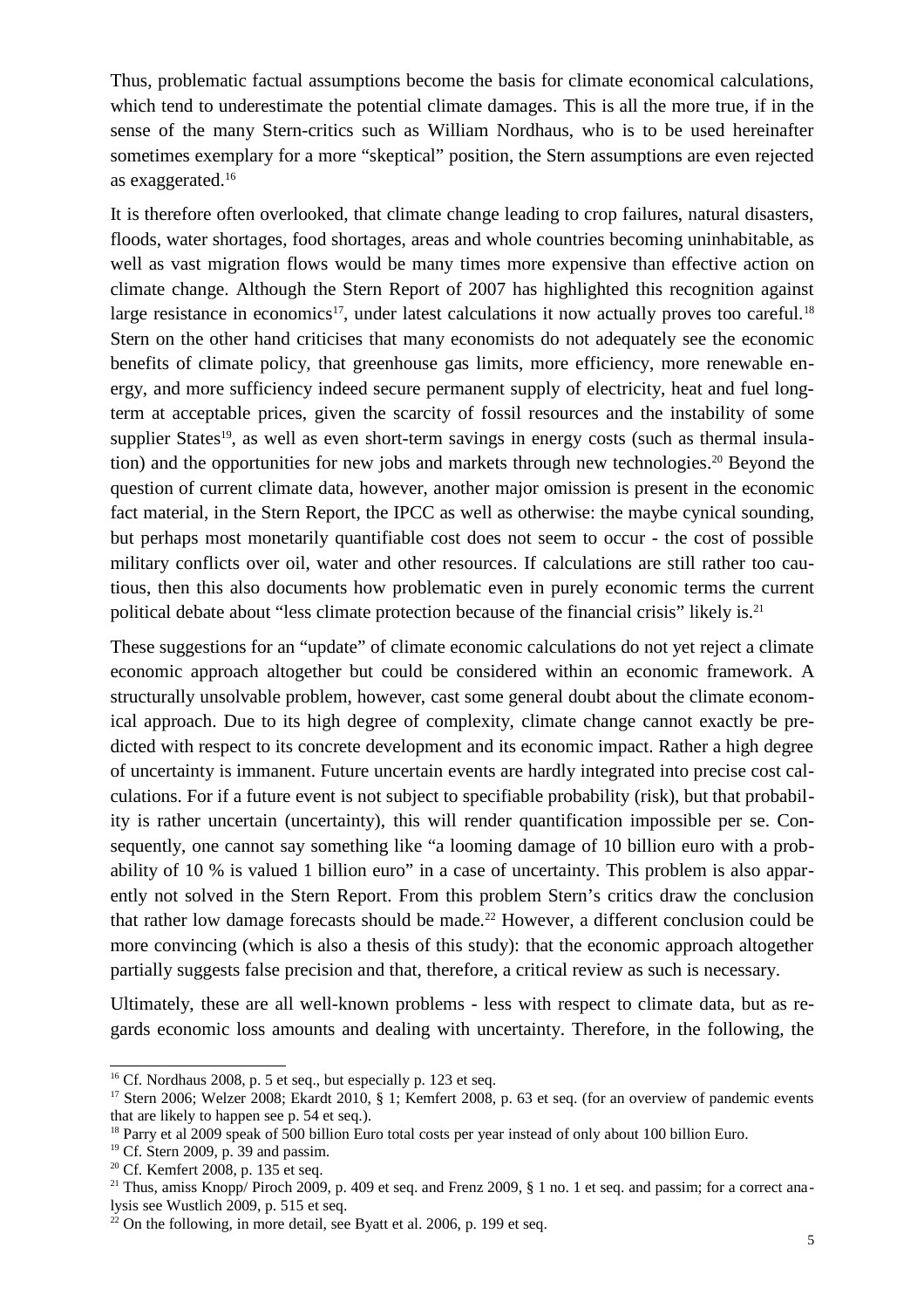Thus, problematic factual assumptions become the basis for climate economical calculations, which tend to underestimate the potential climate damages. This is all the more true, if in the sense of the many Stern-critics such as William Nordhaus, who is to be used hereinafter sometimes exemplary for a more "skeptical" position, the Stern assumptions are even rejected as exaggerated.[16]

It is therefore often overlooked, that climate change leading to crop failures, natural disasters, floods, water shortages, food shortages, areas and whole countries becoming uninhabitable, as well as vast migration flows would be many times more expensive than effective action on climate change. Although the Stern Report of 2007 has highlighted this recognition against large resistance in economics[17], under latest calculations it now actually proves too careful.[18] Stern on the other hand criticises that many economists do not adequately see the economic benefits of climate policy, that greenhouse gas limits, more efficiency, more renewable energy, and more sufficiency indeed secure permanent supply of electricity, heat and fuel long-term at acceptable prices, given the scarcity of fossil resources and the instability of some supplier States[19], as well as even short-term savings in energy costs (such as thermal insulation) and the opportunities for new jobs and markets through new technologies.[20] Beyond the question of current climate data, however, another major omission is present in the economic fact material, in the Stern Report, the IPCC as well as otherwise: the maybe cynical sounding, but perhaps most monetarily quantifiable cost does not seem to occur - the cost of possible military conflicts over oil, water and other resources. If calculations are still rather too cautious, then this also documents how problematic even in purely economic terms the current political debate about "less climate protection because of the financial crisis" likely is.[21]

These suggestions for an "update" of climate economic calculations do not yet reject a climate economic approach altogether but could be considered within an economic framework. A structurally unsolvable problem, however, cast some general doubt about the climate economical approach. Due to its high degree of complexity, climate change cannot exactly be predicted with respect to its concrete development and its economic impact. Rather a high degree of uncertainty is immanent. Future uncertain events are hardly integrated into precise cost calculations. For if a future event is not subject to specifiable probability (risk), but that probability is rather uncertain (uncertainty), this will render quantification impossible per se. Consequently, one cannot say something like "a looming damage of 10 billion euro with a probability of 10 % is valued 1 billion euro" in a case of uncertainty. This problem is also apparently not solved in the Stern Report. From this problem Stern's critics draw the conclusion that rather low damage forecasts should be made.[22] However, a different conclusion could be more convincing (which is also a thesis of this study): that the economic approach altogether partially suggests false precision and that, therefore, a critical review as such is necessary.

Ultimately, these are all well-known problems - less with respect to climate data, but as regards economic loss amounts and dealing with uncertainty. Therefore, in the following, the

---

[16] Cf. Nordhaus 2008, p. 5 et seq., but especially p. 123 et seq.

[17] Stern 2006; Welzer 2008; Ekardt 2010, § 1; Kemfert 2008, p. 63 et seq. (for an overview of pandemic events that are likely to happen see p. 54 et seq.).

[18] Parry et al 2009 speak of 500 billion Euro total costs per year instead of only about 100 billion Euro.

[19] Cf. Stern 2009, p. 39 and passim.

[20] Cf. Kemfert 2008, p. 135 et seq.

[21] Thus, amiss Knopp/ Piroch 2009, p. 409 et seq. and Frenz 2009, § 1 no. 1 et seq. and passim; for a correct analysis see Wustlich 2009, p. 515 et seq.

[22] On the following, in more detail, see Byatt et al. 2006, p. 199 et seq.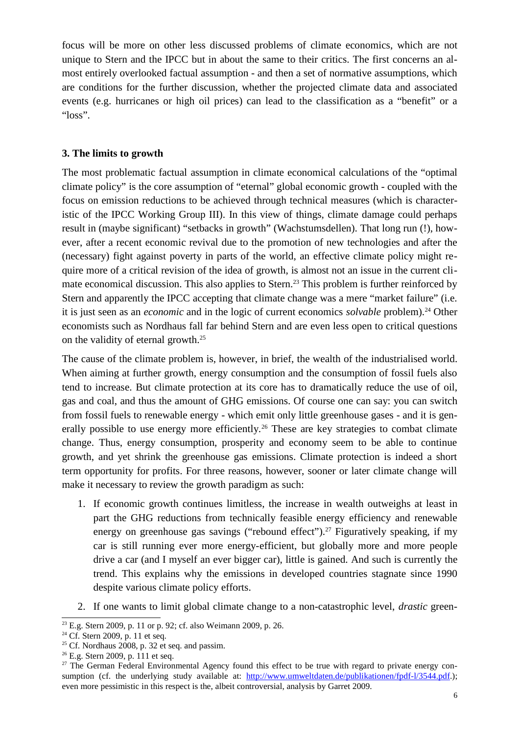focus will be more on other less discussed problems of climate economics, which are not unique to Stern and the IPCC but in about the same to their critics. The first concerns an almost entirely overlooked factual assumption - and then a set of normative assumptions, which are conditions for the further discussion, whether the projected climate data and associated events (e.g. hurricanes or high oil prices) can lead to the classification as a "benefit" or a "loss".

## 3. The limits to growth

The most problematic factual assumption in climate economical calculations of the "optimal climate policy" is the core assumption of "eternal" global economic growth - coupled with the focus on emission reductions to be achieved through technical measures (which is characteristic of the IPCC Working Group III). In this view of things, climate damage could perhaps result in (maybe significant) "setbacks in growth" (Wachstumsdellen). That long run (!), however, after a recent economic revival due to the promotion of new technologies and after the (necessary) fight against poverty in parts of the world, an effective climate policy might require more of a critical revision of the idea of growth, is almost not an issue in the current climate economical discussion. This also applies to Stern.[23] This problem is further reinforced by Stern and apparently the IPCC accepting that climate change was a mere "market failure" (i.e. it is just seen as an *economic* and in the logic of current economics *solvable* problem).[24] Other economists such as Nordhaus fall far behind Stern and are even less open to critical questions on the validity of eternal growth.[25]

The cause of the climate problem is, however, in brief, the wealth of the industrialised world. When aiming at further growth, energy consumption and the consumption of fossil fuels also tend to increase. But climate protection at its core has to dramatically reduce the use of oil, gas and coal, and thus the amount of GHG emissions. Of course one can say: you can switch from fossil fuels to renewable energy - which emit only little greenhouse gases - and it is generally possible to use energy more efficiently.[26] These are key strategies to combat climate change. Thus, energy consumption, prosperity and economy seem to be able to continue growth, and yet shrink the greenhouse gas emissions. Climate protection is indeed a short term opportunity for profits. For three reasons, however, sooner or later climate change will make it necessary to review the growth paradigm as such:

1. If economic growth continues limitless, the increase in wealth outweighs at least in part the GHG reductions from technically feasible energy efficiency and renewable energy on greenhouse gas savings ("rebound effect").[27] Figuratively speaking, if my car is still running ever more energy-efficient, but globally more and more people drive a car (and I myself an ever bigger car), little is gained. And such is currently the trend. This explains why the emissions in developed countries stagnate since 1990 despite various climate policy efforts.
2. If one wants to limit global climate change to a non-catastrophic level, *drastic* green-

---

[23] E.g. Stern 2009, p. 11 or p. 92; cf. also Weimann 2009, p. 26.

[24] Cf. Stern 2009, p. 11 et seq.

[25] Cf. Nordhaus 2008, p. 32 et seq. and passim.

[26] E.g. Stern 2009, p. 111 et seq.

[27] The German Federal Environmental Agency found this effect to be true with regard to private energy consumption (cf. the underlying study available at: http://www.umweltdaten.de/publikationen/fpdf-l/3544.pdf.); even more pessimistic in this respect is the, albeit controversial, analysis by Garret 2009.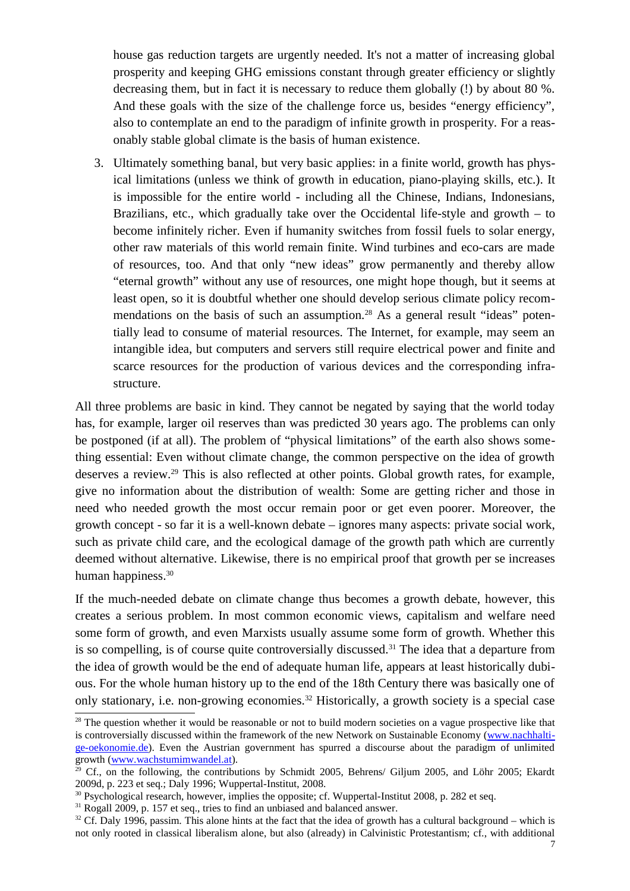house gas reduction targets are urgently needed. It's not a matter of increasing global prosperity and keeping GHG emissions constant through greater efficiency or slightly decreasing them, but in fact it is necessary to reduce them globally (!) by about 80 %. And these goals with the size of the challenge force us, besides "energy efficiency", also to contemplate an end to the paradigm of infinite growth in prosperity. For a reasonably stable global climate is the basis of human existence.

3. Ultimately something banal, but very basic applies: in a finite world, growth has physical limitations (unless we think of growth in education, piano-playing skills, etc.). It is impossible for the entire world - including all the Chinese, Indians, Indonesians, Brazilians, etc., which gradually take over the Occidental life-style and growth – to become infinitely richer. Even if humanity switches from fossil fuels to solar energy, other raw materials of this world remain finite. Wind turbines and eco-cars are made of resources, too. And that only "new ideas" grow permanently and thereby allow "eternal growth" without any use of resources, one might hope though, but it seems at least open, so it is doubtful whether one should develop serious climate policy recommendations on the basis of such an assumption.[28] As a general result "ideas" potentially lead to consume of material resources. The Internet, for example, may seem an intangible idea, but computers and servers still require electrical power and finite and scarce resources for the production of various devices and the corresponding infrastructure.

All three problems are basic in kind. They cannot be negated by saying that the world today has, for example, larger oil reserves than was predicted 30 years ago. The problems can only be postponed (if at all). The problem of "physical limitations" of the earth also shows something essential: Even without climate change, the common perspective on the idea of growth deserves a review.[29] This is also reflected at other points. Global growth rates, for example, give no information about the distribution of wealth: Some are getting richer and those in need who needed growth the most occur remain poor or get even poorer. Moreover, the growth concept - so far it is a well-known debate – ignores many aspects: private social work, such as private child care, and the ecological damage of the growth path which are currently deemed without alternative. Likewise, there is no empirical proof that growth per se increases human happiness.[30]

If the much-needed debate on climate change thus becomes a growth debate, however, this creates a serious problem. In most common economic views, capitalism and welfare need some form of growth, and even Marxists usually assume some form of growth. Whether this is so compelling, is of course quite controversially discussed.[31] The idea that a departure from the idea of growth would be the end of adequate human life, appears at least historically dubious. For the whole human history up to the end of the 18th Century there was basically one of only stationary, i.e. non-growing economies.[32] Historically, a growth society is a special case

---

[28] The question whether it would be reasonable or not to build modern societies on a vague prospective like that is controversially discussed within the framework of the new Network on Sustainable Economy (www.nachhaltige-oekonomie.de). Even the Austrian government has spurred a discourse about the paradigm of unlimited growth (www.wachstumimwandel.at).

[29] Cf., on the following, the contributions by Schmidt 2005, Behrens/ Giljum 2005, and Löhr 2005; Ekardt 2009d, p. 223 et seq.; Daly 1996; Wuppertal-Institut, 2008.

[30] Psychological research, however, implies the opposite; cf. Wuppertal-Institut 2008, p. 282 et seq.

[31] Rogall 2009, p. 157 et seq., tries to find an unbiased and balanced answer.

[32] Cf. Daly 1996, passim. This alone hints at the fact that the idea of growth has a cultural background – which is not only rooted in classical liberalism alone, but also (already) in Calvinistic Protestantism; cf., with additional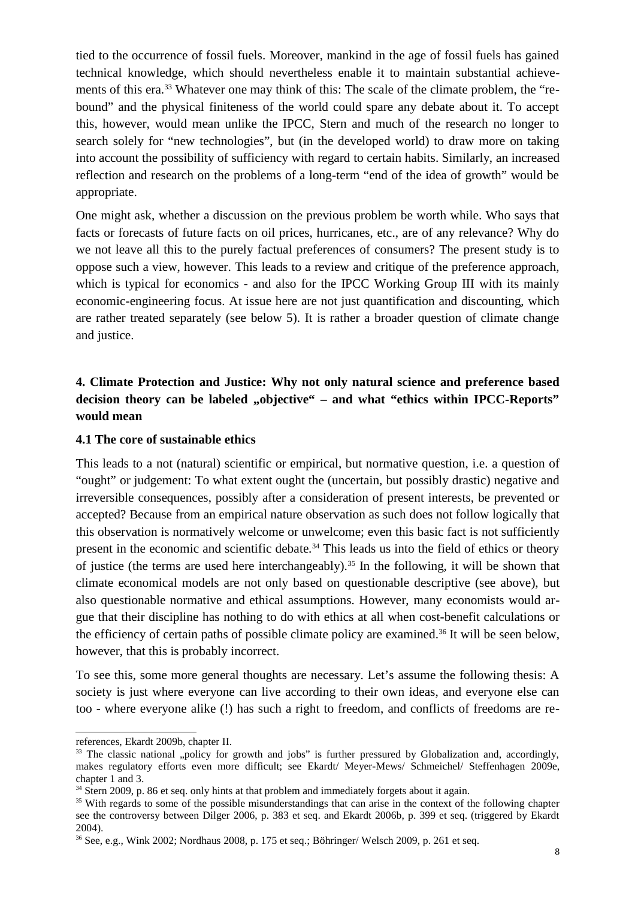tied to the occurrence of fossil fuels. Moreover, mankind in the age of fossil fuels has gained technical knowledge, which should nevertheless enable it to maintain substantial achievements of this era.[33] Whatever one may think of this: The scale of the climate problem, the "rebound" and the physical finiteness of the world could spare any debate about it. To accept this, however, would mean unlike the IPCC, Stern and much of the research no longer to search solely for "new technologies", but (in the developed world) to draw more on taking into account the possibility of sufficiency with regard to certain habits. Similarly, an increased reflection and research on the problems of a long-term "end of the idea of growth" would be appropriate.

One might ask, whether a discussion on the previous problem be worth while. Who says that facts or forecasts of future facts on oil prices, hurricanes, etc., are of any relevance? Why do we not leave all this to the purely factual preferences of consumers? The present study is to oppose such a view, however. This leads to a review and critique of the preference approach, which is typical for economics - and also for the IPCC Working Group III with its mainly economic-engineering focus. At issue here are not just quantification and discounting, which are rather treated separately (see below 5). It is rather a broader question of climate change and justice.

## 4. Climate Protection and Justice: Why not only natural science and preference based decision theory can be labeled „objective" – and what "ethics within IPCC-Reports" would mean

### 4.1 The core of sustainable ethics

This leads to a not (natural) scientific or empirical, but normative question, i.e. a question of "ought" or judgement: To what extent ought the (uncertain, but possibly drastic) negative and irreversible consequences, possibly after a consideration of present interests, be prevented or accepted? Because from an empirical nature observation as such does not follow logically that this observation is normatively welcome or unwelcome; even this basic fact is not sufficiently present in the economic and scientific debate.[34] This leads us into the field of ethics or theory of justice (the terms are used here interchangeably).[35] In the following, it will be shown that climate economical models are not only based on questionable descriptive (see above), but also questionable normative and ethical assumptions. However, many economists would argue that their discipline has nothing to do with ethics at all when cost-benefit calculations or the efficiency of certain paths of possible climate policy are examined.[36] It will be seen below, however, that this is probably incorrect.

To see this, some more general thoughts are necessary. Let's assume the following thesis: A society is just where everyone can live according to their own ideas, and everyone else can too - where everyone alike (!) has such a right to freedom, and conflicts of freedoms are re-

---

references, Ekardt 2009b, chapter II.

[33] The classic national „policy for growth and jobs" is further pressured by Globalization and, accordingly, makes regulatory efforts even more difficult; see Ekardt/ Meyer-Mews/ Schmeichel/ Steffenhagen 2009e, chapter 1 and 3.

[34] Stern 2009, p. 86 et seq. only hints at that problem and immediately forgets about it again.

[35] With regards to some of the possible misunderstandings that can arise in the context of the following chapter see the controversy between Dilger 2006, p. 383 et seq. and Ekardt 2006b, p. 399 et seq. (triggered by Ekardt 2004).

[36] See, e.g., Wink 2002; Nordhaus 2008, p. 175 et seq.; Böhringer/ Welsch 2009, p. 261 et seq.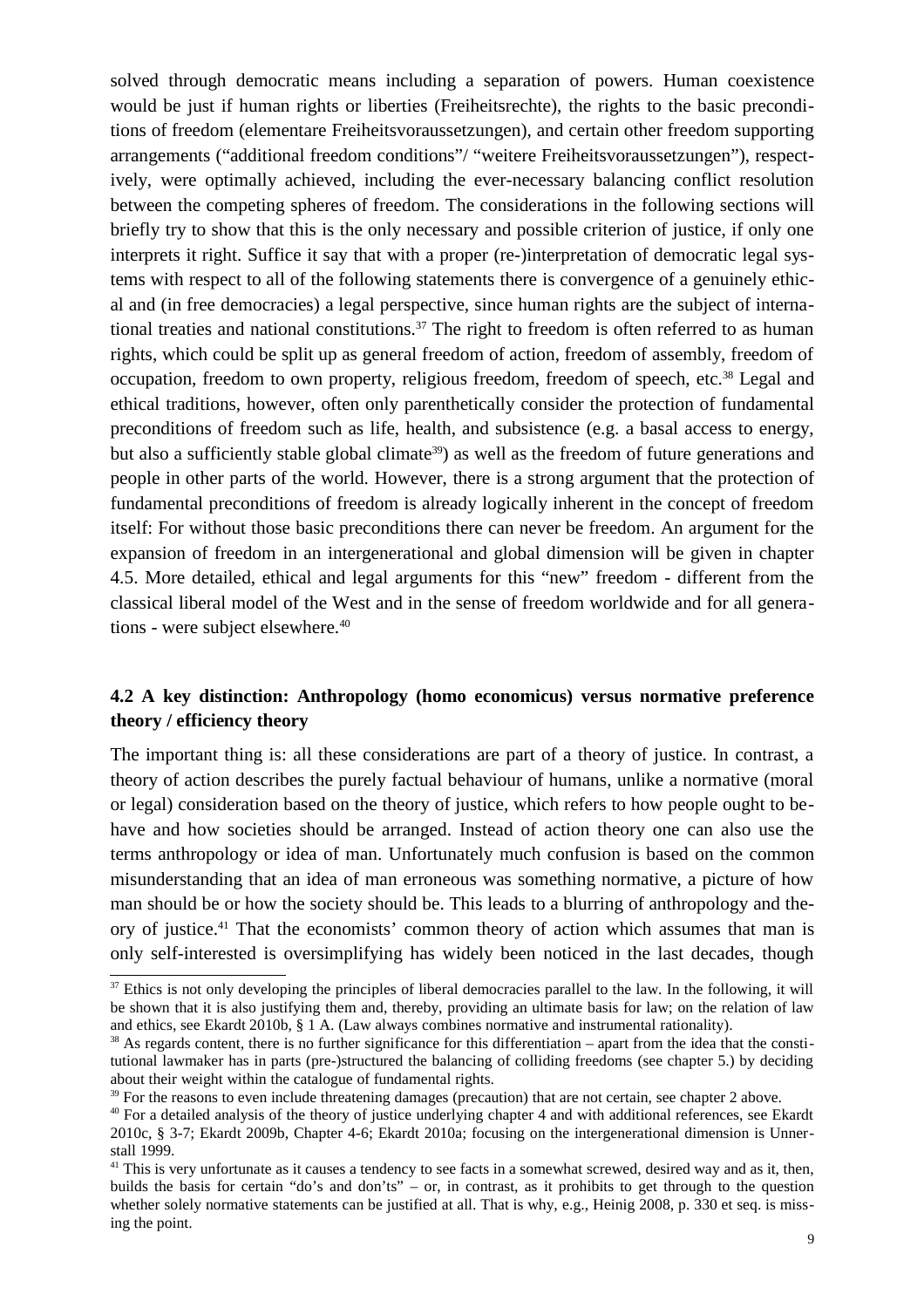solved through democratic means including a separation of powers. Human coexistence would be just if human rights or liberties (Freiheitsrechte), the rights to the basic preconditions of freedom (elementare Freiheitsvoraussetzungen), and certain other freedom supporting arrangements ("additional freedom conditions"/ "weitere Freiheitsvoraussetzungen"), respectively, were optimally achieved, including the ever-necessary balancing conflict resolution between the competing spheres of freedom. The considerations in the following sections will briefly try to show that this is the only necessary and possible criterion of justice, if only one interprets it right. Suffice it say that with a proper (re-)interpretation of democratic legal systems with respect to all of the following statements there is convergence of a genuinely ethical and (in free democracies) a legal perspective, since human rights are the subject of international treaties and national constitutions.[37] The right to freedom is often referred to as human rights, which could be split up as general freedom of action, freedom of assembly, freedom of occupation, freedom to own property, religious freedom, freedom of speech, etc.[38] Legal and ethical traditions, however, often only parenthetically consider the protection of fundamental preconditions of freedom such as life, health, and subsistence (e.g. a basal access to energy, but also a sufficiently stable global climate[39]) as well as the freedom of future generations and people in other parts of the world. However, there is a strong argument that the protection of fundamental preconditions of freedom is already logically inherent in the concept of freedom itself: For without those basic preconditions there can never be freedom. An argument for the expansion of freedom in an intergenerational and global dimension will be given in chapter 4.5. More detailed, ethical and legal arguments for this "new" freedom - different from the classical liberal model of the West and in the sense of freedom worldwide and for all generations - were subject elsewhere.[40]

## 4.2 A key distinction: Anthropology (homo economicus) versus normative preference theory / efficiency theory

The important thing is: all these considerations are part of a theory of justice. In contrast, a theory of action describes the purely factual behaviour of humans, unlike a normative (moral or legal) consideration based on the theory of justice, which refers to how people ought to behave and how societies should be arranged. Instead of action theory one can also use the terms anthropology or idea of man. Unfortunately much confusion is based on the common misunderstanding that an idea of man erroneous was something normative, a picture of how man should be or how the society should be. This leads to a blurring of anthropology and theory of justice.[41] That the economists' common theory of action which assumes that man is only self-interested is oversimplifying has widely been noticed in the last decades, though

---

[37] Ethics is not only developing the principles of liberal democracies parallel to the law. In the following, it will be shown that it is also justifying them and, thereby, providing an ultimate basis for law; on the relation of law and ethics, see Ekardt 2010b, § 1 A. (Law always combines normative and instrumental rationality).

[38] As regards content, there is no further significance for this differentiation – apart from the idea that the constitutional lawmaker has in parts (pre-)structured the balancing of colliding freedoms (see chapter 5.) by deciding about their weight within the catalogue of fundamental rights.

[39] For the reasons to even include threatening damages (precaution) that are not certain, see chapter 2 above.

[40] For a detailed analysis of the theory of justice underlying chapter 4 and with additional references, see Ekardt 2010c, § 3-7; Ekardt 2009b, Chapter 4-6; Ekardt 2010a; focusing on the intergenerational dimension is Unnerstall 1999.

[41] This is very unfortunate as it causes a tendency to see facts in a somewhat screwed, desired way and as it, then, builds the basis for certain "do's and don'ts" – or, in contrast, as it prohibits to get through to the question whether solely normative statements can be justified at all. That is why, e.g., Heinig 2008, p. 330 et seq. is missing the point.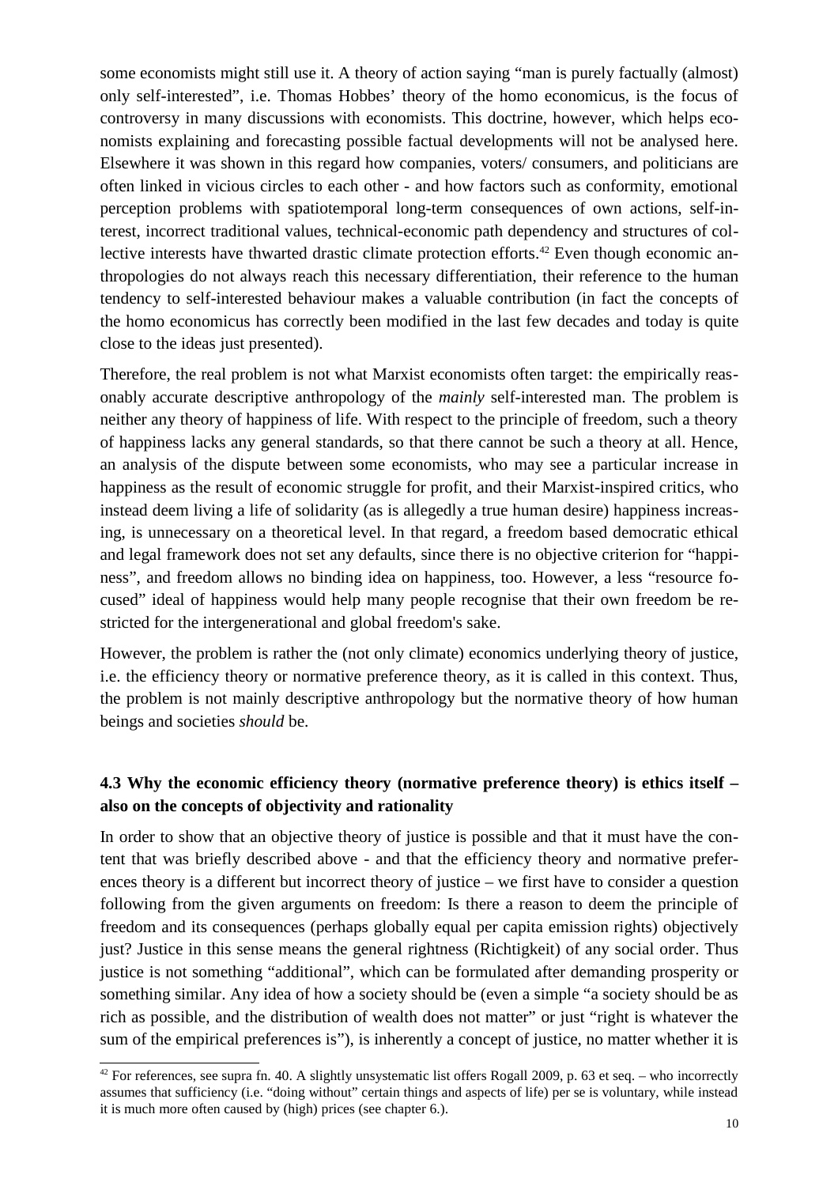some economists might still use it. A theory of action saying "man is purely factually (almost) only self-interested", i.e. Thomas Hobbes' theory of the homo economicus, is the focus of controversy in many discussions with economists. This doctrine, however, which helps economists explaining and forecasting possible factual developments will not be analysed here. Elsewhere it was shown in this regard how companies, voters/ consumers, and politicians are often linked in vicious circles to each other - and how factors such as conformity, emotional perception problems with spatiotemporal long-term consequences of own actions, self-interest, incorrect traditional values, technical-economic path dependency and structures of collective interests have thwarted drastic climate protection efforts.[42] Even though economic anthropologies do not always reach this necessary differentiation, their reference to the human tendency to self-interested behaviour makes a valuable contribution (in fact the concepts of the homo economicus has correctly been modified in the last few decades and today is quite close to the ideas just presented).

Therefore, the real problem is not what Marxist economists often target: the empirically reasonably accurate descriptive anthropology of the *mainly* self-interested man. The problem is neither any theory of happiness of life. With respect to the principle of freedom, such a theory of happiness lacks any general standards, so that there cannot be such a theory at all. Hence, an analysis of the dispute between some economists, who may see a particular increase in happiness as the result of economic struggle for profit, and their Marxist-inspired critics, who instead deem living a life of solidarity (as is allegedly a true human desire) happiness increasing, is unnecessary on a theoretical level. In that regard, a freedom based democratic ethical and legal framework does not set any defaults, since there is no objective criterion for "happiness", and freedom allows no binding idea on happiness, too. However, a less "resource focused" ideal of happiness would help many people recognise that their own freedom be restricted for the intergenerational and global freedom's sake.

However, the problem is rather the (not only climate) economics underlying theory of justice, i.e. the efficiency theory or normative preference theory, as it is called in this context. Thus, the problem is not mainly descriptive anthropology but the normative theory of how human beings and societies *should* be.

### 4.3 Why the economic efficiency theory (normative preference theory) is ethics itself – also on the concepts of objectivity and rationality

In order to show that an objective theory of justice is possible and that it must have the content that was briefly described above - and that the efficiency theory and normative preferences theory is a different but incorrect theory of justice – we first have to consider a question following from the given arguments on freedom: Is there a reason to deem the principle of freedom and its consequences (perhaps globally equal per capita emission rights) objectively just? Justice in this sense means the general rightness (Richtigkeit) of any social order. Thus justice is not something "additional", which can be formulated after demanding prosperity or something similar. Any idea of how a society should be (even a simple "a society should be as rich as possible, and the distribution of wealth does not matter" or just "right is whatever the sum of the empirical preferences is"), is inherently a concept of justice, no matter whether it is

[42] For references, see supra fn. 40. A slightly unsystematic list offers Rogall 2009, p. 63 et seq. – who incorrectly assumes that sufficiency (i.e. "doing without" certain things and aspects of life) per se is voluntary, while instead it is much more often caused by (high) prices (see chapter 6.).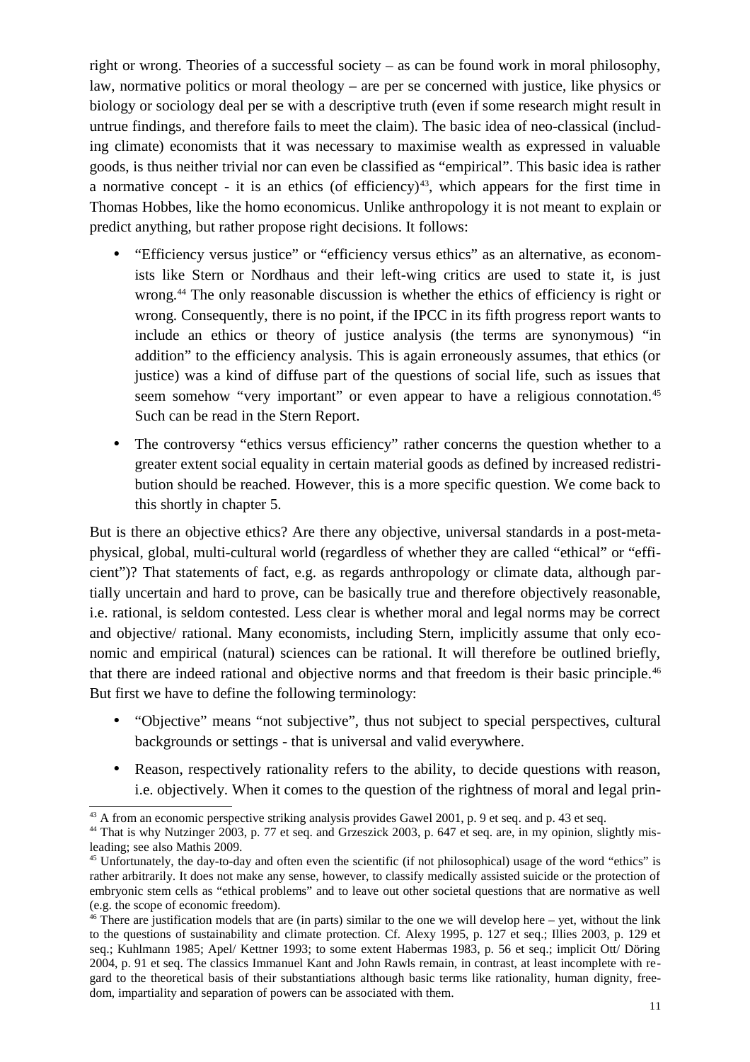right or wrong. Theories of a successful society – as can be found work in moral philosophy, law, normative politics or moral theology – are per se concerned with justice, like physics or biology or sociology deal per se with a descriptive truth (even if some research might result in untrue findings, and therefore fails to meet the claim). The basic idea of neo-classical (including climate) economists that it was necessary to maximise wealth as expressed in valuable goods, is thus neither trivial nor can even be classified as "empirical". This basic idea is rather a normative concept - it is an ethics (of efficiency)[43], which appears for the first time in Thomas Hobbes, like the homo economicus. Unlike anthropology it is not meant to explain or predict anything, but rather propose right decisions. It follows:

- "Efficiency versus justice" or "efficiency versus ethics" as an alternative, as economists like Stern or Nordhaus and their left-wing critics are used to state it, is just wrong.[44] The only reasonable discussion is whether the ethics of efficiency is right or wrong. Consequently, there is no point, if the IPCC in its fifth progress report wants to include an ethics or theory of justice analysis (the terms are synonymous) "in addition" to the efficiency analysis. This is again erroneously assumes, that ethics (or justice) was a kind of diffuse part of the questions of social life, such as issues that seem somehow "very important" or even appear to have a religious connotation.[45] Such can be read in the Stern Report.
- The controversy "ethics versus efficiency" rather concerns the question whether to a greater extent social equality in certain material goods as defined by increased redistribution should be reached. However, this is a more specific question. We come back to this shortly in chapter 5.

But is there an objective ethics? Are there any objective, universal standards in a post-metaphysical, global, multi-cultural world (regardless of whether they are called "ethical" or "efficient")? That statements of fact, e.g. as regards anthropology or climate data, although partially uncertain and hard to prove, can be basically true and therefore objectively reasonable, i.e. rational, is seldom contested. Less clear is whether moral and legal norms may be correct and objective/ rational. Many economists, including Stern, implicitly assume that only economic and empirical (natural) sciences can be rational. It will therefore be outlined briefly, that there are indeed rational and objective norms and that freedom is their basic principle.[46] But first we have to define the following terminology:

- "Objective" means "not subjective", thus not subject to special perspectives, cultural backgrounds or settings - that is universal and valid everywhere.
- Reason, respectively rationality refers to the ability, to decide questions with reason, i.e. objectively. When it comes to the question of the rightness of moral and legal prin-

---

[43] A from an economic perspective striking analysis provides Gawel 2001, p. 9 et seq. and p. 43 et seq.

[44] That is why Nutzinger 2003, p. 77 et seq. and Grzeszick 2003, p. 647 et seq. are, in my opinion, slightly misleading; see also Mathis 2009.

[45] Unfortunately, the day-to-day and often even the scientific (if not philosophical) usage of the word "ethics" is rather arbitrarily. It does not make any sense, however, to classify medically assisted suicide or the protection of embryonic stem cells as "ethical problems" and to leave out other societal questions that are normative as well (e.g. the scope of economic freedom).

[46] There are justification models that are (in parts) similar to the one we will develop here – yet, without the link to the questions of sustainability and climate protection. Cf. Alexy 1995, p. 127 et seq.; Illies 2003, p. 129 et seq.; Kuhlmann 1985; Apel/ Kettner 1993; to some extent Habermas 1983, p. 56 et seq.; implicit Ott/ Döring 2004, p. 91 et seq. The classics Immanuel Kant and John Rawls remain, in contrast, at least incomplete with regard to the theoretical basis of their substantiations although basic terms like rationality, human dignity, freedom, impartiality and separation of powers can be associated with them.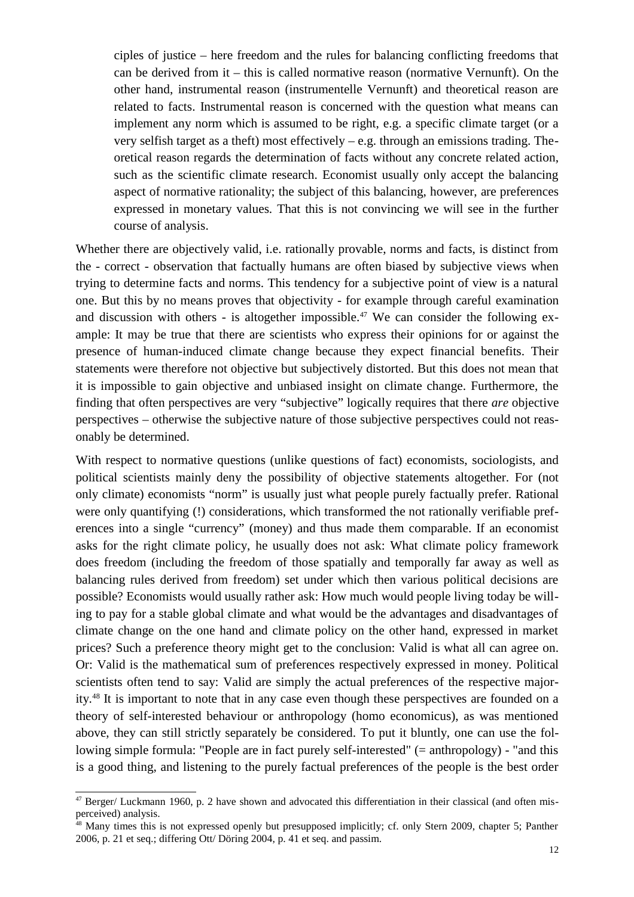ciples of justice – here freedom and the rules for balancing conflicting freedoms that can be derived from it – this is called normative reason (normative Vernunft). On the other hand, instrumental reason (instrumentelle Vernunft) and theoretical reason are related to facts. Instrumental reason is concerned with the question what means can implement any norm which is assumed to be right, e.g. a specific climate target (or a very selfish target as a theft) most effectively – e.g. through an emissions trading. Theoretical reason regards the determination of facts without any concrete related action, such as the scientific climate research. Economist usually only accept the balancing aspect of normative rationality; the subject of this balancing, however, are preferences expressed in monetary values. That this is not convincing we will see in the further course of analysis.

Whether there are objectively valid, i.e. rationally provable, norms and facts, is distinct from the - correct - observation that factually humans are often biased by subjective views when trying to determine facts and norms. This tendency for a subjective point of view is a natural one. But this by no means proves that objectivity - for example through careful examination and discussion with others - is altogether impossible.[47] We can consider the following example: It may be true that there are scientists who express their opinions for or against the presence of human-induced climate change because they expect financial benefits. Their statements were therefore not objective but subjectively distorted. But this does not mean that it is impossible to gain objective and unbiased insight on climate change. Furthermore, the finding that often perspectives are very "subjective" logically requires that there *are* objective perspectives – otherwise the subjective nature of those subjective perspectives could not reasonably be determined.

With respect to normative questions (unlike questions of fact) economists, sociologists, and political scientists mainly deny the possibility of objective statements altogether. For (not only climate) economists "norm" is usually just what people purely factually prefer. Rational were only quantifying (!) considerations, which transformed the not rationally verifiable preferences into a single "currency" (money) and thus made them comparable. If an economist asks for the right climate policy, he usually does not ask: What climate policy framework does freedom (including the freedom of those spatially and temporally far away as well as balancing rules derived from freedom) set under which then various political decisions are possible? Economists would usually rather ask: How much would people living today be willing to pay for a stable global climate and what would be the advantages and disadvantages of climate change on the one hand and climate policy on the other hand, expressed in market prices? Such a preference theory might get to the conclusion: Valid is what all can agree on. Or: Valid is the mathematical sum of preferences respectively expressed in money. Political scientists often tend to say: Valid are simply the actual preferences of the respective majority.[48] It is important to note that in any case even though these perspectives are founded on a theory of self-interested behaviour or anthropology (homo economicus), as was mentioned above, they can still strictly separately be considered. To put it bluntly, one can use the following simple formula: "People are in fact purely self-interested" (= anthropology) - "and this is a good thing, and listening to the purely factual preferences of the people is the best order

[47] Berger/ Luckmann 1960, p. 2 have shown and advocated this differentiation in their classical (and often misperceived) analysis.

[48] Many times this is not expressed openly but presupposed implicitly; cf. only Stern 2009, chapter 5; Panther 2006, p. 21 et seq.; differing Ott/ Döring 2004, p. 41 et seq. and passim.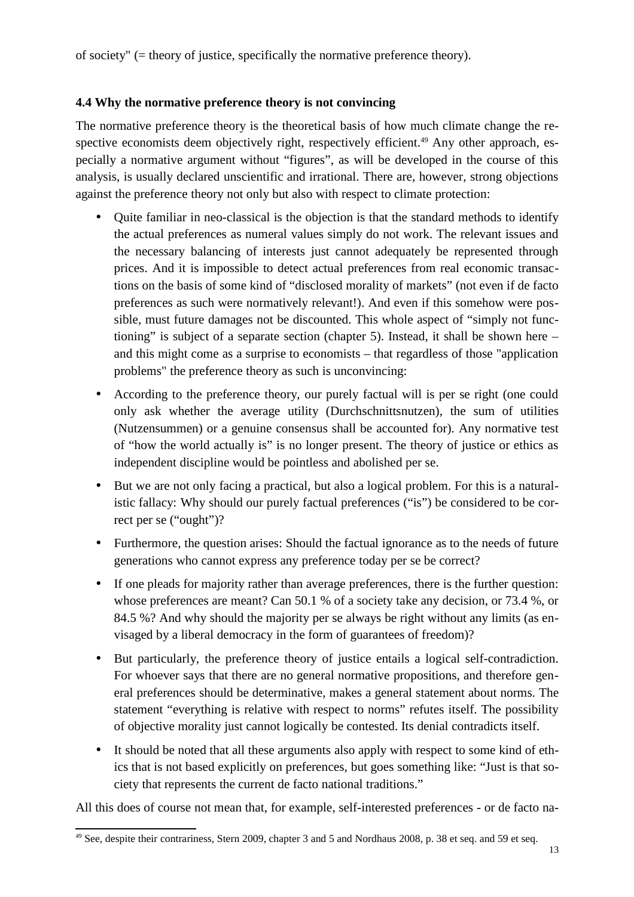of society" (= theory of justice, specifically the normative preference theory).

### 4.4 Why the normative preference theory is not convincing

The normative preference theory is the theoretical basis of how much climate change the respective economists deem objectively right, respectively efficient.[49] Any other approach, especially a normative argument without "figures", as will be developed in the course of this analysis, is usually declared unscientific and irrational. There are, however, strong objections against the preference theory not only but also with respect to climate protection:

- Quite familiar in neo-classical is the objection is that the standard methods to identify the actual preferences as numeral values simply do not work. The relevant issues and the necessary balancing of interests just cannot adequately be represented through prices. And it is impossible to detect actual preferences from real economic transactions on the basis of some kind of "disclosed morality of markets" (not even if de facto preferences as such were normatively relevant!). And even if this somehow were possible, must future damages not be discounted. This whole aspect of "simply not functioning" is subject of a separate section (chapter 5). Instead, it shall be shown here – and this might come as a surprise to economists – that regardless of those "application problems" the preference theory as such is unconvincing:
- According to the preference theory, our purely factual will is per se right (one could only ask whether the average utility (Durchschnittsnutzen), the sum of utilities (Nutzensummen) or a genuine consensus shall be accounted for). Any normative test of "how the world actually is" is no longer present. The theory of justice or ethics as independent discipline would be pointless and abolished per se.
- But we are not only facing a practical, but also a logical problem. For this is a naturalistic fallacy: Why should our purely factual preferences ("is") be considered to be correct per se ("ought")?
- Furthermore, the question arises: Should the factual ignorance as to the needs of future generations who cannot express any preference today per se be correct?
- If one pleads for majority rather than average preferences, there is the further question: whose preferences are meant? Can 50.1 % of a society take any decision, or 73.4 %, or 84.5 %? And why should the majority per se always be right without any limits (as envisaged by a liberal democracy in the form of guarantees of freedom)?
- But particularly, the preference theory of justice entails a logical self-contradiction. For whoever says that there are no general normative propositions, and therefore general preferences should be determinative, makes a general statement about norms. The statement "everything is relative with respect to norms" refutes itself. The possibility of objective morality just cannot logically be contested. Its denial contradicts itself.
- It should be noted that all these arguments also apply with respect to some kind of ethics that is not based explicitly on preferences, but goes something like: "Just is that society that represents the current de facto national traditions."

All this does of course not mean that, for example, self-interested preferences - or de facto na-

[49] See, despite their contrariness, Stern 2009, chapter 3 and 5 and Nordhaus 2008, p. 38 et seq. and 59 et seq.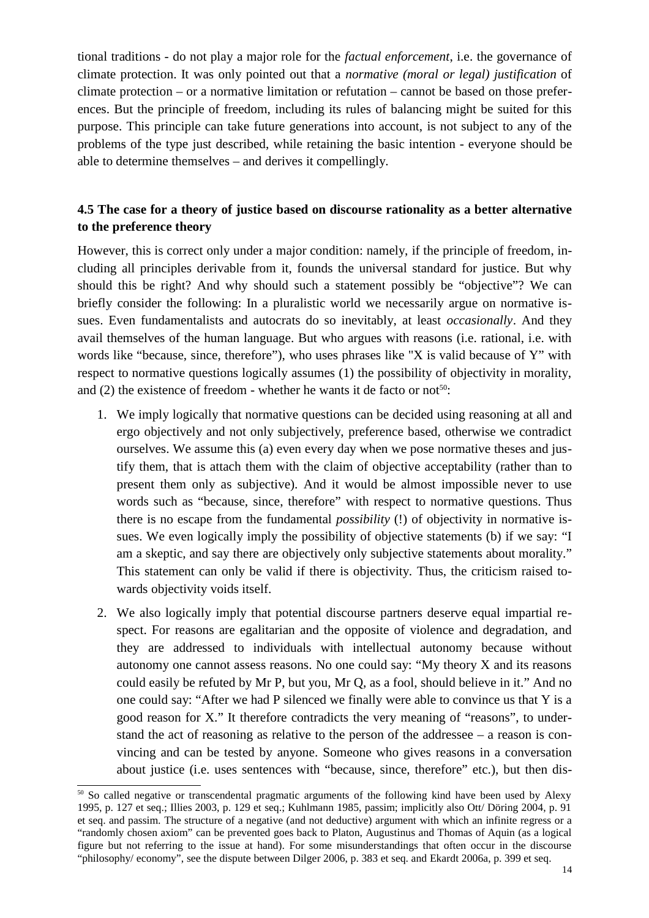tional traditions - do not play a major role for the *factual enforcement*, i.e. the governance of climate protection. It was only pointed out that a *normative (moral or legal) justification* of climate protection – or a normative limitation or refutation – cannot be based on those preferences. But the principle of freedom, including its rules of balancing might be suited for this purpose. This principle can take future generations into account, is not subject to any of the problems of the type just described, while retaining the basic intention - everyone should be able to determine themselves – and derives it compellingly.

### 4.5 The case for a theory of justice based on discourse rationality as a better alternative to the preference theory

However, this is correct only under a major condition: namely, if the principle of freedom, including all principles derivable from it, founds the universal standard for justice. But why should this be right? And why should such a statement possibly be "objective"? We can briefly consider the following: In a pluralistic world we necessarily argue on normative issues. Even fundamentalists and autocrats do so inevitably, at least *occasionally*. And they avail themselves of the human language. But who argues with reasons (i.e. rational, i.e. with words like "because, since, therefore"), who uses phrases like "X is valid because of Y" with respect to normative questions logically assumes (1) the possibility of objectivity in morality, and (2) the existence of freedom - whether he wants it de facto or not[50]:

1. We imply logically that normative questions can be decided using reasoning at all and ergo objectively and not only subjectively, preference based, otherwise we contradict ourselves. We assume this (a) even every day when we pose normative theses and justify them, that is attach them with the claim of objective acceptability (rather than to present them only as subjective). And it would be almost impossible never to use words such as "because, since, therefore" with respect to normative questions. Thus there is no escape from the fundamental *possibility* (!) of objectivity in normative issues. We even logically imply the possibility of objective statements (b) if we say: "I am a skeptic, and say there are objectively only subjective statements about morality." This statement can only be valid if there is objectivity. Thus, the criticism raised towards objectivity voids itself.

2. We also logically imply that potential discourse partners deserve equal impartial respect. For reasons are egalitarian and the opposite of violence and degradation, and they are addressed to individuals with intellectual autonomy because without autonomy one cannot assess reasons. No one could say: "My theory X and its reasons could easily be refuted by Mr P, but you, Mr Q, as a fool, should believe in it." And no one could say: "After we had P silenced we finally were able to convince us that Y is a good reason for X." It therefore contradicts the very meaning of "reasons", to understand the act of reasoning as relative to the person of the addressee – a reason is convincing and can be tested by anyone. Someone who gives reasons in a conversation about justice (i.e. uses sentences with "because, since, therefore" etc.), but then dis-

---

[50] So called negative or transcendental pragmatic arguments of the following kind have been used by Alexy 1995, p. 127 et seq.; Illies 2003, p. 129 et seq.; Kuhlmann 1985, passim; implicitly also Ott/ Döring 2004, p. 91 et seq. and passim. The structure of a negative (and not deductive) argument with which an infinite regress or a "randomly chosen axiom" can be prevented goes back to Platon, Augustinus and Thomas of Aquin (as a logical figure but not referring to the issue at hand). For some misunderstandings that often occur in the discourse "philosophy/ economy", see the dispute between Dilger 2006, p. 383 et seq. and Ekardt 2006a, p. 399 et seq.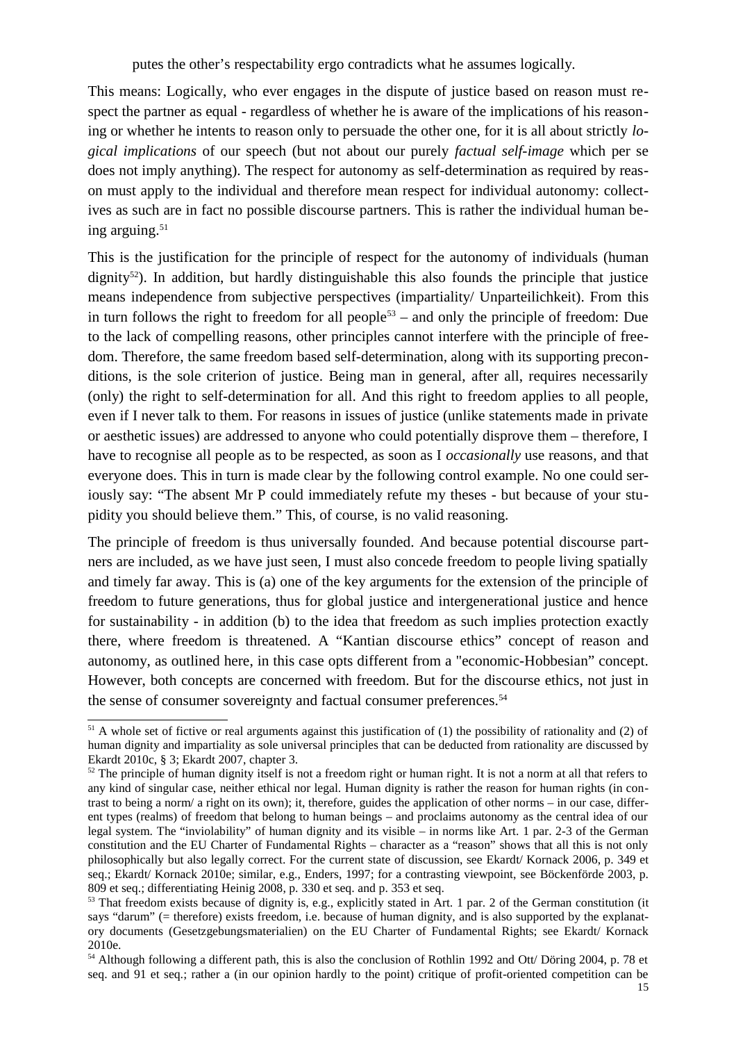putes the other's respectability ergo contradicts what he assumes logically.

This means: Logically, who ever engages in the dispute of justice based on reason must respect the partner as equal - regardless of whether he is aware of the implications of his reasoning or whether he intents to reason only to persuade the other one, for it is all about strictly *logical implications* of our speech (but not about our purely *factual self-image* which per se does not imply anything). The respect for autonomy as self-determination as required by reason must apply to the individual and therefore mean respect for individual autonomy: collectives as such are in fact no possible discourse partners. This is rather the individual human being arguing.[51]

This is the justification for the principle of respect for the autonomy of individuals (human dignity[52]). In addition, but hardly distinguishable this also founds the principle that justice means independence from subjective perspectives (impartiality/ Unparteilichkeit). From this in turn follows the right to freedom for all people[53] – and only the principle of freedom: Due to the lack of compelling reasons, other principles cannot interfere with the principle of freedom. Therefore, the same freedom based self-determination, along with its supporting preconditions, is the sole criterion of justice. Being man in general, after all, requires necessarily (only) the right to self-determination for all. And this right to freedom applies to all people, even if I never talk to them. For reasons in issues of justice (unlike statements made in private or aesthetic issues) are addressed to anyone who could potentially disprove them – therefore, I have to recognise all people as to be respected, as soon as I *occasionally* use reasons, and that everyone does. This in turn is made clear by the following control example. No one could seriously say: "The absent Mr P could immediately refute my theses - but because of your stupidity you should believe them." This, of course, is no valid reasoning.

The principle of freedom is thus universally founded. And because potential discourse partners are included, as we have just seen, I must also concede freedom to people living spatially and timely far away. This is (a) one of the key arguments for the extension of the principle of freedom to future generations, thus for global justice and intergenerational justice and hence for sustainability - in addition (b) to the idea that freedom as such implies protection exactly there, where freedom is threatened. A "Kantian discourse ethics" concept of reason and autonomy, as outlined here, in this case opts different from a "economic-Hobbesian" concept. However, both concepts are concerned with freedom. But for the discourse ethics, not just in the sense of consumer sovereignty and factual consumer preferences.[54]

---

[51] A whole set of fictive or real arguments against this justification of (1) the possibility of rationality and (2) of human dignity and impartiality as sole universal principles that can be deducted from rationality are discussed by Ekardt 2010c, § 3; Ekardt 2007, chapter 3.

[52] The principle of human dignity itself is not a freedom right or human right. It is not a norm at all that refers to any kind of singular case, neither ethical nor legal. Human dignity is rather the reason for human rights (in contrast to being a norm/ a right on its own); it, therefore, guides the application of other norms – in our case, different types (realms) of freedom that belong to human beings – and proclaims autonomy as the central idea of our legal system. The "inviolability" of human dignity and its visible – in norms like Art. 1 par. 2-3 of the German constitution and the EU Charter of Fundamental Rights – character as a "reason" shows that all this is not only philosophically but also legally correct. For the current state of discussion, see Ekardt/ Kornack 2006, p. 349 et seq.; Ekardt/ Kornack 2010e; similar, e.g., Enders, 1997; for a contrasting viewpoint, see Böckenförde 2003, p. 809 et seq.; differentiating Heinig 2008, p. 330 et seq. and p. 353 et seq.

[53] That freedom exists because of dignity is, e.g., explicitly stated in Art. 1 par. 2 of the German constitution (it says "darum" (= therefore) exists freedom, i.e. because of human dignity, and is also supported by the explanatory documents (Gesetzgebungsmaterialien) on the EU Charter of Fundamental Rights; see Ekardt/ Kornack 2010e.

[54] Although following a different path, this is also the conclusion of Rothlin 1992 and Ott/ Döring 2004, p. 78 et seq. and 91 et seq.; rather a (in our opinion hardly to the point) critique of profit-oriented competition can be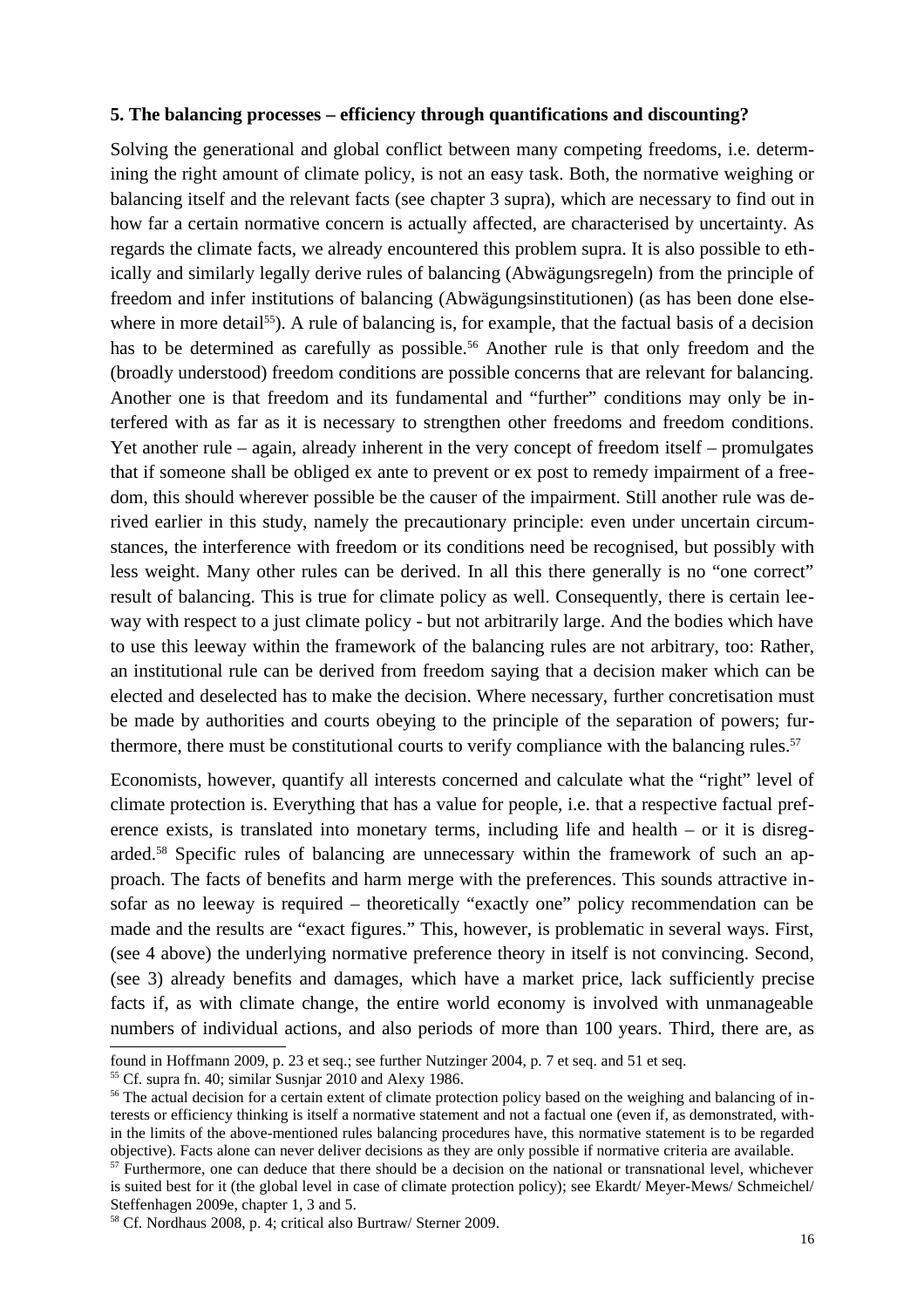**5. The balancing processes – efficiency through quantifications and discounting?**

Solving the generational and global conflict between many competing freedoms, i.e. determining the right amount of climate policy, is not an easy task. Both, the normative weighing or balancing itself and the relevant facts (see chapter 3 supra), which are necessary to find out in how far a certain normative concern is actually affected, are characterised by uncertainty. As regards the climate facts, we already encountered this problem supra. It is also possible to ethically and similarly legally derive rules of balancing (Abwägungsregeln) from the principle of freedom and infer institutions of balancing (Abwägungsinstitutionen) (as has been done elsewhere in more detail[55]). A rule of balancing is, for example, that the factual basis of a decision has to be determined as carefully as possible.[56] Another rule is that only freedom and the (broadly understood) freedom conditions are possible concerns that are relevant for balancing. Another one is that freedom and its fundamental and "further" conditions may only be interfered with as far as it is necessary to strengthen other freedoms and freedom conditions. Yet another rule – again, already inherent in the very concept of freedom itself – promulgates that if someone shall be obliged ex ante to prevent or ex post to remedy impairment of a freedom, this should wherever possible be the causer of the impairment. Still another rule was derived earlier in this study, namely the precautionary principle: even under uncertain circumstances, the interference with freedom or its conditions need be recognised, but possibly with less weight. Many other rules can be derived. In all this there generally is no "one correct" result of balancing. This is true for climate policy as well. Consequently, there is certain leeway with respect to a just climate policy - but not arbitrarily large. And the bodies which have to use this leeway within the framework of the balancing rules are not arbitrary, too: Rather, an institutional rule can be derived from freedom saying that a decision maker which can be elected and deselected has to make the decision. Where necessary, further concretisation must be made by authorities and courts obeying to the principle of the separation of powers; furthermore, there must be constitutional courts to verify compliance with the balancing rules.[57]

Economists, however, quantify all interests concerned and calculate what the "right" level of climate protection is. Everything that has a value for people, i.e. that a respective factual preference exists, is translated into monetary terms, including life and health – or it is disregarded.[58] Specific rules of balancing are unnecessary within the framework of such an approach. The facts of benefits and harm merge with the preferences. This sounds attractive insofar as no leeway is required – theoretically "exactly one" policy recommendation can be made and the results are "exact figures." This, however, is problematic in several ways. First, (see 4 above) the underlying normative preference theory in itself is not convincing. Second, (see 3) already benefits and damages, which have a market price, lack sufficiently precise facts if, as with climate change, the entire world economy is involved with unmanageable numbers of individual actions, and also periods of more than 100 years. Third, there are, as

found in Hoffmann 2009, p. 23 et seq.; see further Nutzinger 2004, p. 7 et seq. and 51 et seq.

[55] Cf. supra fn. 40; similar Susnjar 2010 and Alexy 1986.

[56] The actual decision for a certain extent of climate protection policy based on the weighing and balancing of interests or efficiency thinking is itself a normative statement and not a factual one (even if, as demonstrated, within the limits of the above-mentioned rules balancing procedures have, this normative statement is to be regarded objective). Facts alone can never deliver decisions as they are only possible if normative criteria are available.

[57] Furthermore, one can deduce that there should be a decision on the national or transnational level, whichever is suited best for it (the global level in case of climate protection policy); see Ekardt/ Meyer-Mews/ Schmeichel/ Steffenhagen 2009e, chapter 1, 3 and 5.

[58] Cf. Nordhaus 2008, p. 4; critical also Burtraw/ Sterner 2009.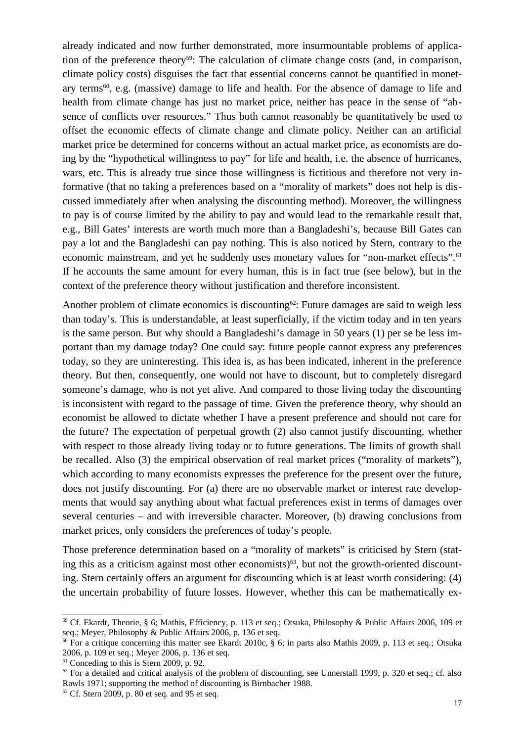already indicated and now further demonstrated, more insurmountable problems of application of the preference theory[59]: The calculation of climate change costs (and, in comparison, climate policy costs) disguises the fact that essential concerns cannot be quantified in monetary terms[60], e.g. (massive) damage to life and health. For the absence of damage to life and health from climate change has just no market price, neither has peace in the sense of "absence of conflicts over resources." Thus both cannot reasonably be quantitatively be used to offset the economic effects of climate change and climate policy. Neither can an artificial market price be determined for concerns without an actual market price, as economists are doing by the "hypothetical willingness to pay" for life and health, i.e. the absence of hurricanes, wars, etc. This is already true since those willingness is fictitious and therefore not very informative (that no taking a preferences based on a "morality of markets" does not help is discussed immediately after when analysing the discounting method). Moreover, the willingness to pay is of course limited by the ability to pay and would lead to the remarkable result that, e.g., Bill Gates' interests are worth much more than a Bangladeshi's, because Bill Gates can pay a lot and the Bangladeshi can pay nothing. This is also noticed by Stern, contrary to the economic mainstream, and yet he suddenly uses monetary values for "non-market effects".[61] If he accounts the same amount for every human, this is in fact true (see below), but in the context of the preference theory without justification and therefore inconsistent.

Another problem of climate economics is discounting[62]: Future damages are said to weigh less than today's. This is understandable, at least superficially, if the victim today and in ten years is the same person. But why should a Bangladeshi's damage in 50 years (1) per se be less important than my damage today? One could say: future people cannot express any preferences today, so they are uninteresting. This idea is, as has been indicated, inherent in the preference theory. But then, consequently, one would not have to discount, but to completely disregard someone's damage, who is not yet alive. And compared to those living today the discounting is inconsistent with regard to the passage of time. Given the preference theory, why should an economist be allowed to dictate whether I have a present preference and should not care for the future? The expectation of perpetual growth (2) also cannot justify discounting, whether with respect to those already living today or to future generations. The limits of growth shall be recalled. Also (3) the empirical observation of real market prices ("morality of markets"), which according to many economists expresses the preference for the present over the future, does not justify discounting. For (a) there are no observable market or interest rate developments that would say anything about what factual preferences exist in terms of damages over several centuries – and with irreversible character. Moreover, (b) drawing conclusions from market prices, only considers the preferences of today's people.

Those preference determination based on a "morality of markets" is criticised by Stern (stating this as a criticism against most other economists)[63], but not the growth-oriented discounting. Stern certainly offers an argument for discounting which is at least worth considering: (4) the uncertain probability of future losses. However, whether this can be mathematically ex-

---

[59] Cf. Ekardt, Theorie, § 6; Mathis, Efficiency, p. 113 et seq.; Otsuka, Philosophy & Public Affairs 2006, 109 et seq.; Meyer, Philosophy & Public Affairs 2006, p. 136 et seq.

[60] For a critique concerning this matter see Ekardt 2010c, § 6; in parts also Mathis 2009, p. 113 et seq.; Otsuka 2006, p. 109 et seq.; Meyer 2006, p. 136 et seq.

[61] Conceding to this is Stern 2009, p. 92.

[62] For a detailed and critical analysis of the problem of discounting, see Unnerstall 1999, p. 320 et seq.; cf. also Rawls 1971; supporting the method of discounting is Birnbacher 1988.

[63] Cf. Stern 2009, p. 80 et seq. and 95 et seq.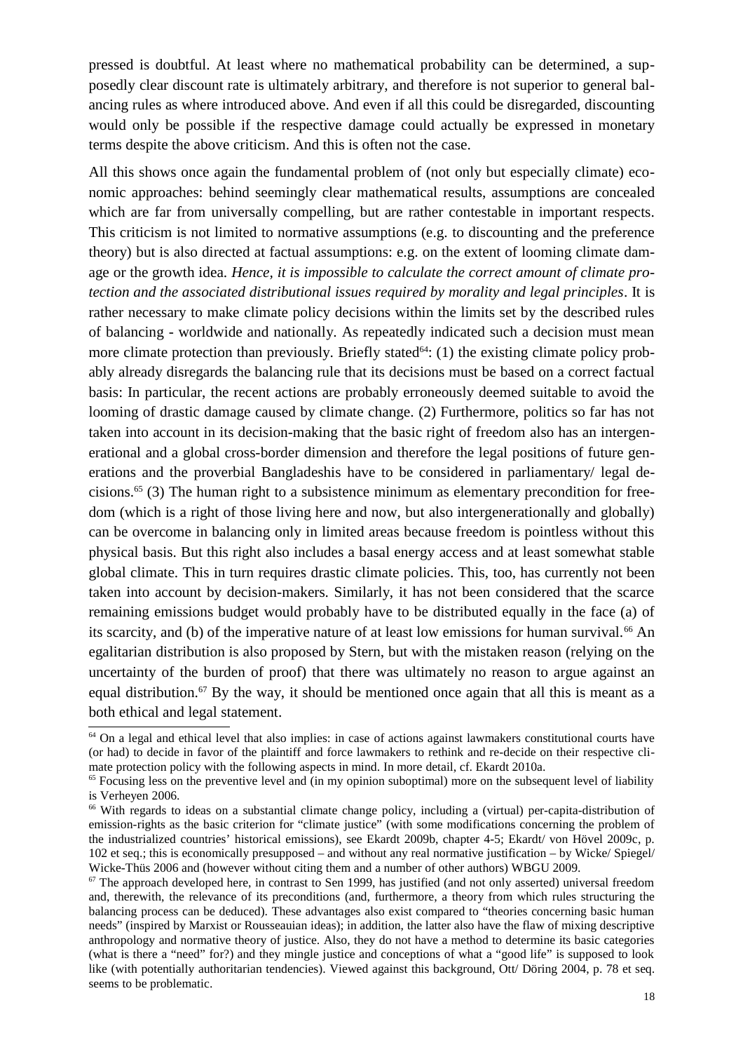pressed is doubtful. At least where no mathematical probability can be determined, a supposedly clear discount rate is ultimately arbitrary, and therefore is not superior to general balancing rules as where introduced above. And even if all this could be disregarded, discounting would only be possible if the respective damage could actually be expressed in monetary terms despite the above criticism. And this is often not the case.

All this shows once again the fundamental problem of (not only but especially climate) economic approaches: behind seemingly clear mathematical results, assumptions are concealed which are far from universally compelling, but are rather contestable in important respects. This criticism is not limited to normative assumptions (e.g. to discounting and the preference theory) but is also directed at factual assumptions: e.g. on the extent of looming climate damage or the growth idea. *Hence, it is impossible to calculate the correct amount of climate protection and the associated distributional issues required by morality and legal principles*. It is rather necessary to make climate policy decisions within the limits set by the described rules of balancing - worldwide and nationally. As repeatedly indicated such a decision must mean more climate protection than previously. Briefly stated[64]: (1) the existing climate policy probably already disregards the balancing rule that its decisions must be based on a correct factual basis: In particular, the recent actions are probably erroneously deemed suitable to avoid the looming of drastic damage caused by climate change. (2) Furthermore, politics so far has not taken into account in its decision-making that the basic right of freedom also has an intergenerational and a global cross-border dimension and therefore the legal positions of future generations and the proverbial Bangladeshis have to be considered in parliamentary/ legal decisions.[65] (3) The human right to a subsistence minimum as elementary precondition for freedom (which is a right of those living here and now, but also intergenerationally and globally) can be overcome in balancing only in limited areas because freedom is pointless without this physical basis. But this right also includes a basal energy access and at least somewhat stable global climate. This in turn requires drastic climate policies. This, too, has currently not been taken into account by decision-makers. Similarly, it has not been considered that the scarce remaining emissions budget would probably have to be distributed equally in the face (a) of its scarcity, and (b) of the imperative nature of at least low emissions for human survival.[66] An egalitarian distribution is also proposed by Stern, but with the mistaken reason (relying on the uncertainty of the burden of proof) that there was ultimately no reason to argue against an equal distribution.[67] By the way, it should be mentioned once again that all this is meant as a both ethical and legal statement.

[64] On a legal and ethical level that also implies: in case of actions against lawmakers constitutional courts have (or had) to decide in favor of the plaintiff and force lawmakers to rethink and re-decide on their respective climate protection policy with the following aspects in mind. In more detail, cf. Ekardt 2010a.

[65] Focusing less on the preventive level and (in my opinion suboptimal) more on the subsequent level of liability is Verheyen 2006.

[66] With regards to ideas on a substantial climate change policy, including a (virtual) per-capita-distribution of emission-rights as the basic criterion for "climate justice" (with some modifications concerning the problem of the industrialized countries' historical emissions), see Ekardt 2009b, chapter 4-5; Ekardt/ von Hövel 2009c, p. 102 et seq.; this is economically presupposed – and without any real normative justification – by Wicke/ Spiegel/ Wicke-Thüs 2006 and (however without citing them and a number of other authors) WBGU 2009.

[67] The approach developed here, in contrast to Sen 1999, has justified (and not only asserted) universal freedom and, therewith, the relevance of its preconditions (and, furthermore, a theory from which rules structuring the balancing process can be deduced). These advantages also exist compared to "theories concerning basic human needs" (inspired by Marxist or Rousseauian ideas); in addition, the latter also have the flaw of mixing descriptive anthropology and normative theory of justice. Also, they do not have a method to determine its basic categories (what is there a "need" for?) and they mingle justice and conceptions of what a "good life" is supposed to look like (with potentially authoritarian tendencies). Viewed against this background, Ott/ Döring 2004, p. 78 et seq. seems to be problematic.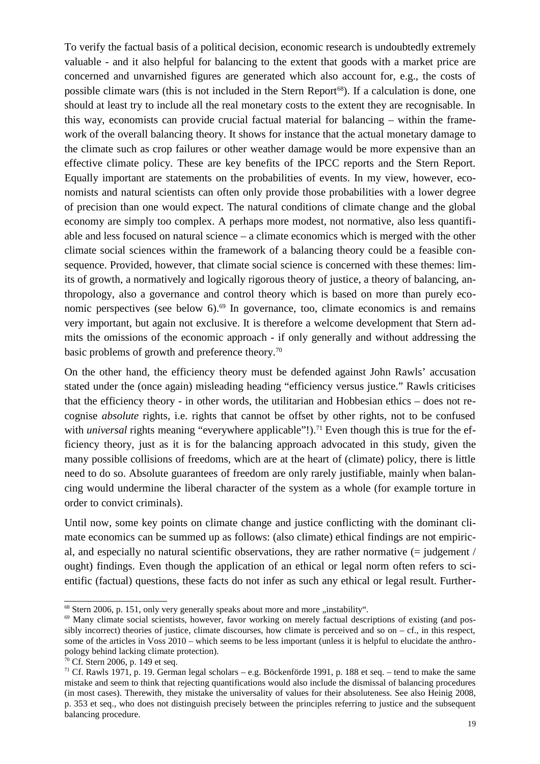To verify the factual basis of a political decision, economic research is undoubtedly extremely valuable - and it also helpful for balancing to the extent that goods with a market price are concerned and unvarnished figures are generated which also account for, e.g., the costs of possible climate wars (this is not included in the Stern Report[68]). If a calculation is done, one should at least try to include all the real monetary costs to the extent they are recognisable. In this way, economists can provide crucial factual material for balancing – within the framework of the overall balancing theory. It shows for instance that the actual monetary damage to the climate such as crop failures or other weather damage would be more expensive than an effective climate policy. These are key benefits of the IPCC reports and the Stern Report. Equally important are statements on the probabilities of events. In my view, however, economists and natural scientists can often only provide those probabilities with a lower degree of precision than one would expect. The natural conditions of climate change and the global economy are simply too complex. A perhaps more modest, not normative, also less quantifiable and less focused on natural science – a climate economics which is merged with the other climate social sciences within the framework of a balancing theory could be a feasible consequence. Provided, however, that climate social science is concerned with these themes: limits of growth, a normatively and logically rigorous theory of justice, a theory of balancing, anthropology, also a governance and control theory which is based on more than purely economic perspectives (see below 6).[69] In governance, too, climate economics is and remains very important, but again not exclusive. It is therefore a welcome development that Stern admits the omissions of the economic approach - if only generally and without addressing the basic problems of growth and preference theory.[70]

On the other hand, the efficiency theory must be defended against John Rawls' accusation stated under the (once again) misleading heading "efficiency versus justice." Rawls criticises that the efficiency theory - in other words, the utilitarian and Hobbesian ethics – does not recognise *absolute* rights, i.e. rights that cannot be offset by other rights, not to be confused with *universal* rights meaning "everywhere applicable"!).[71] Even though this is true for the efficiency theory, just as it is for the balancing approach advocated in this study, given the many possible collisions of freedoms, which are at the heart of (climate) policy, there is little need to do so. Absolute guarantees of freedom are only rarely justifiable, mainly when balancing would undermine the liberal character of the system as a whole (for example torture in order to convict criminals).

Until now, some key points on climate change and justice conflicting with the dominant climate economics can be summed up as follows: (also climate) ethical findings are not empirical, and especially no natural scientific observations, they are rather normative (= judgement / ought) findings. Even though the application of an ethical or legal norm often refers to scientific (factual) questions, these facts do not infer as such any ethical or legal result. Further-

---

[68] Stern 2006, p. 151, only very generally speaks about more and more „instability".

[69] Many climate social scientists, however, favor working on merely factual descriptions of existing (and possibly incorrect) theories of justice, climate discourses, how climate is perceived and so on – cf., in this respect, some of the articles in Voss 2010 – which seems to be less important (unless it is helpful to elucidate the anthropology behind lacking climate protection).

[70] Cf. Stern 2006, p. 149 et seq.

[71] Cf. Rawls 1971, p. 19. German legal scholars – e.g. Böckenförde 1991, p. 188 et seq. – tend to make the same mistake and seem to think that rejecting quantifications would also include the dismissal of balancing procedures (in most cases). Therewith, they mistake the universality of values for their absoluteness. See also Heinig 2008, p. 353 et seq., who does not distinguish precisely between the principles referring to justice and the subsequent balancing procedure.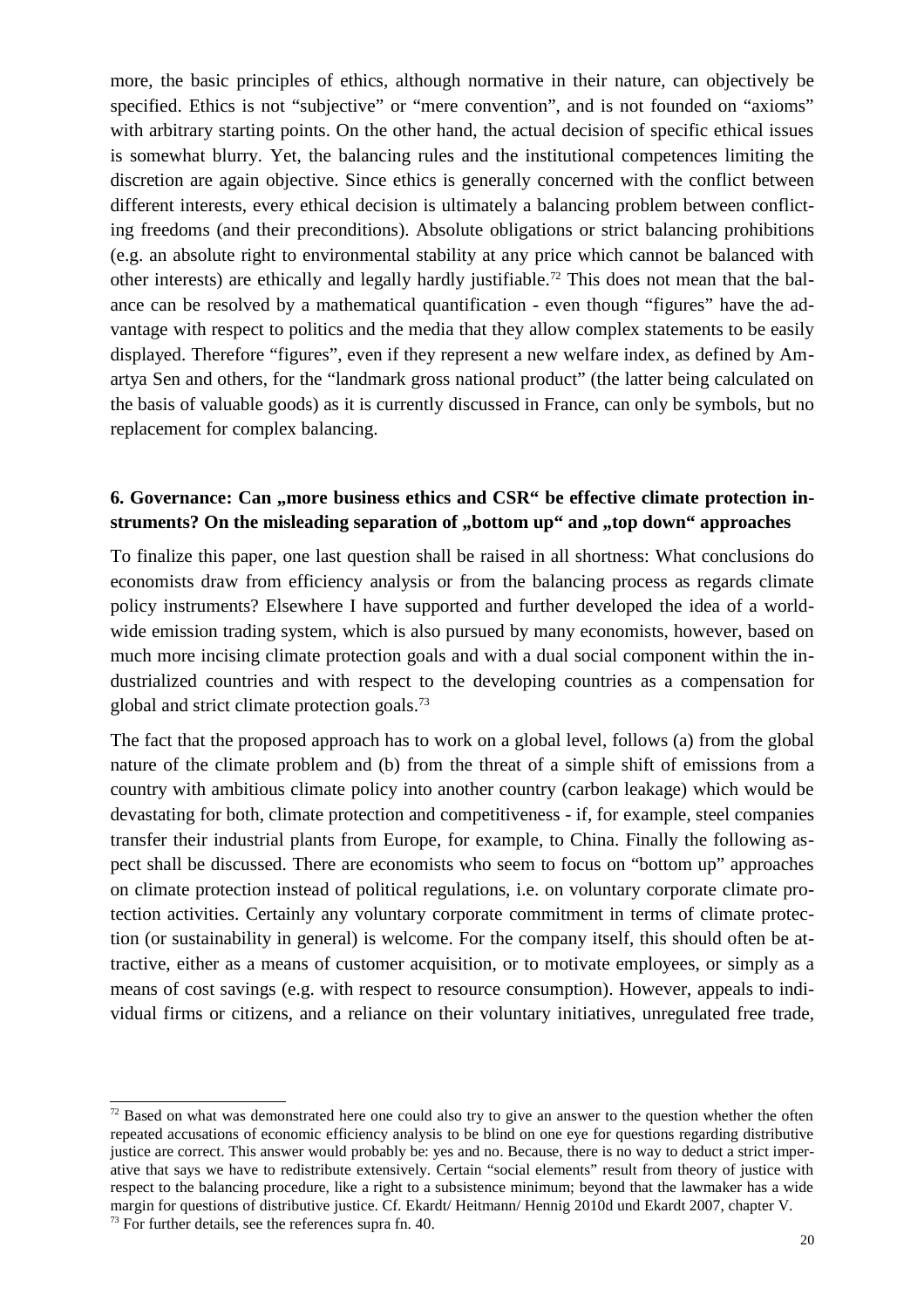more, the basic principles of ethics, although normative in their nature, can objectively be specified. Ethics is not "subjective" or "mere convention", and is not founded on "axioms" with arbitrary starting points. On the other hand, the actual decision of specific ethical issues is somewhat blurry. Yet, the balancing rules and the institutional competences limiting the discretion are again objective. Since ethics is generally concerned with the conflict between different interests, every ethical decision is ultimately a balancing problem between conflicting freedoms (and their preconditions). Absolute obligations or strict balancing prohibitions (e.g. an absolute right to environmental stability at any price which cannot be balanced with other interests) are ethically and legally hardly justifiable.[72] This does not mean that the balance can be resolved by a mathematical quantification - even though "figures" have the advantage with respect to politics and the media that they allow complex statements to be easily displayed. Therefore "figures", even if they represent a new welfare index, as defined by Amartya Sen and others, for the "landmark gross national product" (the latter being calculated on the basis of valuable goods) as it is currently discussed in France, can only be symbols, but no replacement for complex balancing.

## 6. Governance: Can „more business ethics and CSR" be effective climate protection instruments? On the misleading separation of „bottom up" and „top down" approaches

To finalize this paper, one last question shall be raised in all shortness: What conclusions do economists draw from efficiency analysis or from the balancing process as regards climate policy instruments? Elsewhere I have supported and further developed the idea of a worldwide emission trading system, which is also pursued by many economists, however, based on much more incising climate protection goals and with a dual social component within the industrialized countries and with respect to the developing countries as a compensation for global and strict climate protection goals.[73]

The fact that the proposed approach has to work on a global level, follows (a) from the global nature of the climate problem and (b) from the threat of a simple shift of emissions from a country with ambitious climate policy into another country (carbon leakage) which would be devastating for both, climate protection and competitiveness - if, for example, steel companies transfer their industrial plants from Europe, for example, to China. Finally the following aspect shall be discussed. There are economists who seem to focus on "bottom up" approaches on climate protection instead of political regulations, i.e. on voluntary corporate climate protection activities. Certainly any voluntary corporate commitment in terms of climate protection (or sustainability in general) is welcome. For the company itself, this should often be attractive, either as a means of customer acquisition, or to motivate employees, or simply as a means of cost savings (e.g. with respect to resource consumption). However, appeals to individual firms or citizens, and a reliance on their voluntary initiatives, unregulated free trade,

---

[72] Based on what was demonstrated here one could also try to give an answer to the question whether the often repeated accusations of economic efficiency analysis to be blind on one eye for questions regarding distributive justice are correct. This answer would probably be: yes and no. Because, there is no way to deduct a strict imperative that says we have to redistribute extensively. Certain "social elements" result from theory of justice with respect to the balancing procedure, like a right to a subsistence minimum; beyond that the lawmaker has a wide margin for questions of distributive justice. Cf. Ekardt/ Heitmann/ Hennig 2010d und Ekardt 2007, chapter V.

[73] For further details, see the references supra fn. 40.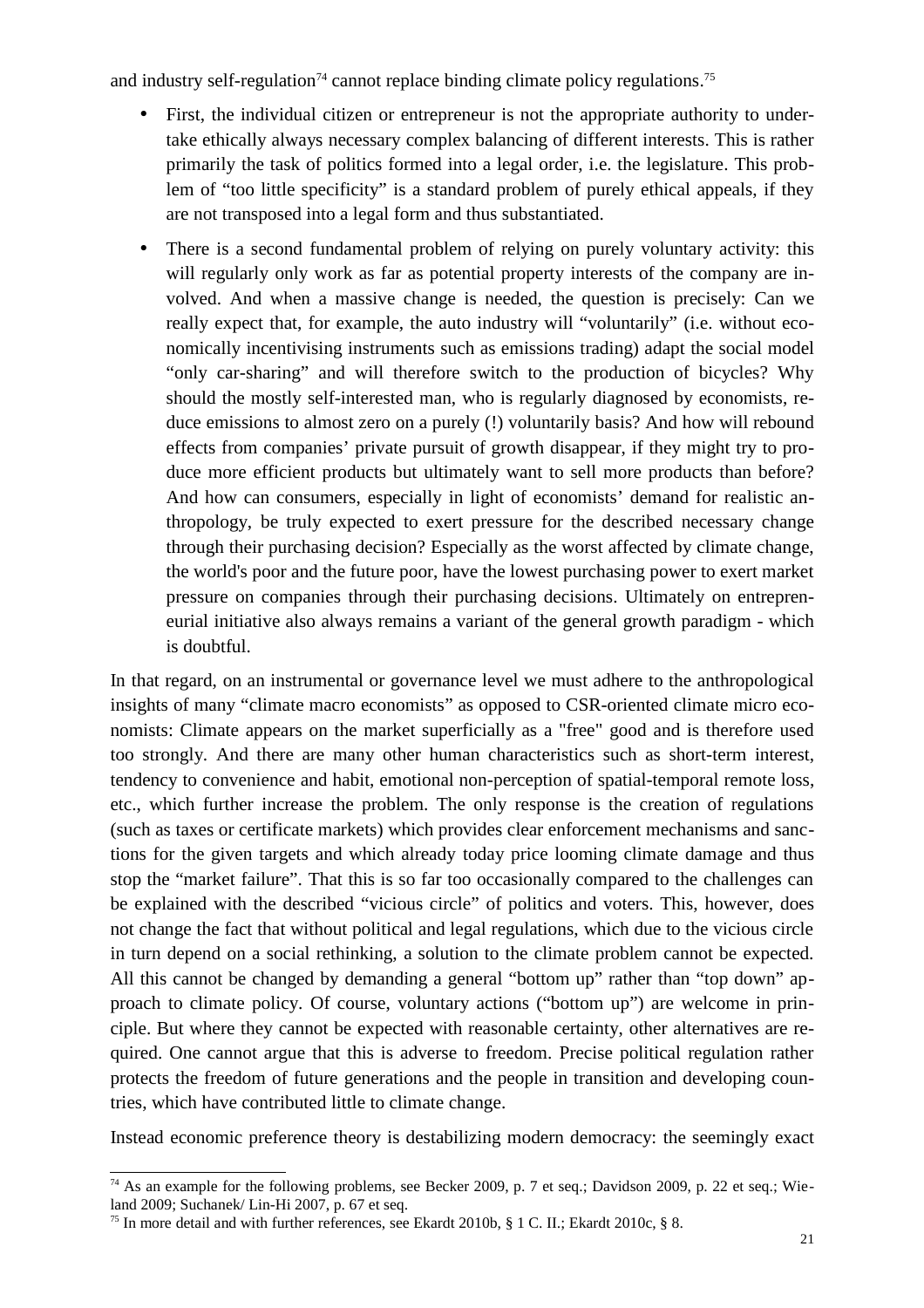and industry self-regulation[74] cannot replace binding climate policy regulations.[75]

- First, the individual citizen or entrepreneur is not the appropriate authority to undertake ethically always necessary complex balancing of different interests. This is rather primarily the task of politics formed into a legal order, i.e. the legislature. This problem of "too little specificity" is a standard problem of purely ethical appeals, if they are not transposed into a legal form and thus substantiated.
- There is a second fundamental problem of relying on purely voluntary activity: this will regularly only work as far as potential property interests of the company are involved. And when a massive change is needed, the question is precisely: Can we really expect that, for example, the auto industry will "voluntarily" (i.e. without economically incentivising instruments such as emissions trading) adapt the social model "only car-sharing" and will therefore switch to the production of bicycles? Why should the mostly self-interested man, who is regularly diagnosed by economists, reduce emissions to almost zero on a purely (!) voluntarily basis? And how will rebound effects from companies' private pursuit of growth disappear, if they might try to produce more efficient products but ultimately want to sell more products than before? And how can consumers, especially in light of economists' demand for realistic anthropology, be truly expected to exert pressure for the described necessary change through their purchasing decision? Especially as the worst affected by climate change, the world's poor and the future poor, have the lowest purchasing power to exert market pressure on companies through their purchasing decisions. Ultimately on entrepreneurial initiative also always remains a variant of the general growth paradigm - which is doubtful.

In that regard, on an instrumental or governance level we must adhere to the anthropological insights of many "climate macro economists" as opposed to CSR-oriented climate micro economists: Climate appears on the market superficially as a "free" good and is therefore used too strongly. And there are many other human characteristics such as short-term interest, tendency to convenience and habit, emotional non-perception of spatial-temporal remote loss, etc., which further increase the problem. The only response is the creation of regulations (such as taxes or certificate markets) which provides clear enforcement mechanisms and sanctions for the given targets and which already today price looming climate damage and thus stop the "market failure". That this is so far too occasionally compared to the challenges can be explained with the described "vicious circle" of politics and voters. This, however, does not change the fact that without political and legal regulations, which due to the vicious circle in turn depend on a social rethinking, a solution to the climate problem cannot be expected. All this cannot be changed by demanding a general "bottom up" rather than "top down" approach to climate policy. Of course, voluntary actions ("bottom up") are welcome in principle. But where they cannot be expected with reasonable certainty, other alternatives are required. One cannot argue that this is adverse to freedom. Precise political regulation rather protects the freedom of future generations and the people in transition and developing countries, which have contributed little to climate change.

Instead economic preference theory is destabilizing modern democracy: the seemingly exact

[74] As an example for the following problems, see Becker 2009, p. 7 et seq.; Davidson 2009, p. 22 et seq.; Wieland 2009; Suchanek/ Lin-Hi 2007, p. 67 et seq.

[75] In more detail and with further references, see Ekardt 2010b, § 1 C. II.; Ekardt 2010c, § 8.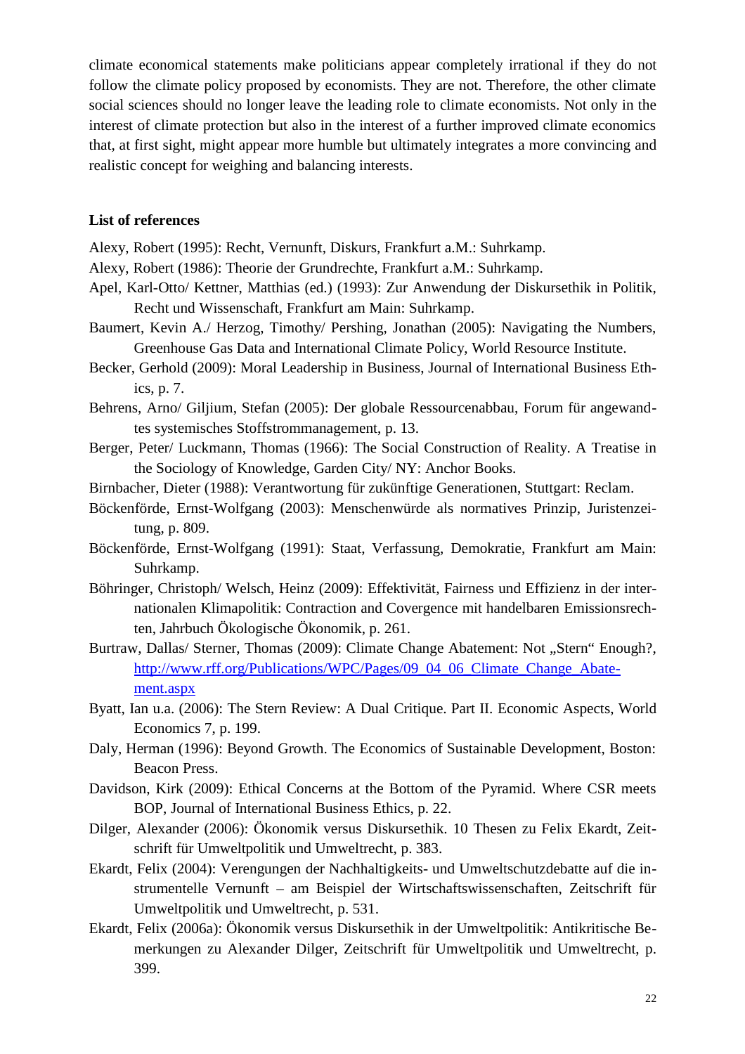climate economical statements make politicians appear completely irrational if they do not follow the climate policy proposed by economists. They are not. Therefore, the other climate social sciences should no longer leave the leading role to climate economists. Not only in the interest of climate protection but also in the interest of a further improved climate economics that, at first sight, might appear more humble but ultimately integrates a more convincing and realistic concept for weighing and balancing interests.

## List of references

Alexy, Robert (1995): Recht, Vernunft, Diskurs, Frankfurt a.M.: Suhrkamp.

Alexy, Robert (1986): Theorie der Grundrechte, Frankfurt a.M.: Suhrkamp.

Apel, Karl-Otto/ Kettner, Matthias (ed.) (1993): Zur Anwendung der Diskursethik in Politik, Recht und Wissenschaft, Frankfurt am Main: Suhrkamp.

Baumert, Kevin A./ Herzog, Timothy/ Pershing, Jonathan (2005): Navigating the Numbers, Greenhouse Gas Data and International Climate Policy, World Resource Institute.

Becker, Gerhold (2009): Moral Leadership in Business, Journal of International Business Ethics, p. 7.

Behrens, Arno/ Giljium, Stefan (2005): Der globale Ressourcenabbau, Forum für angewandtes systemisches Stoffstrommanagement, p. 13.

Berger, Peter/ Luckmann, Thomas (1966): The Social Construction of Reality. A Treatise in the Sociology of Knowledge, Garden City/ NY: Anchor Books.

Birnbacher, Dieter (1988): Verantwortung für zukünftige Generationen, Stuttgart: Reclam.

Böckenförde, Ernst-Wolfgang (2003): Menschenwürde als normatives Prinzip, Juristenzeitung, p. 809.

Böckenförde, Ernst-Wolfgang (1991): Staat, Verfassung, Demokratie, Frankfurt am Main: Suhrkamp.

Böhringer, Christoph/ Welsch, Heinz (2009): Effektivität, Fairness und Effizienz in der internationalen Klimapolitik: Contraction and Covergence mit handelbaren Emissionsrechten, Jahrbuch Ökologische Ökonomik, p. 261.

Burtraw, Dallas/ Sterner, Thomas (2009): Climate Change Abatement: Not „Stern" Enough?, http://www.rff.org/Publications/WPC/Pages/09_04_06_Climate_Change_Abatement.aspx

Byatt, Ian u.a. (2006): The Stern Review: A Dual Critique. Part II. Economic Aspects, World Economics 7, p. 199.

Daly, Herman (1996): Beyond Growth. The Economics of Sustainable Development, Boston: Beacon Press.

Davidson, Kirk (2009): Ethical Concerns at the Bottom of the Pyramid. Where CSR meets BOP, Journal of International Business Ethics, p. 22.

Dilger, Alexander (2006): Ökonomik versus Diskursethik. 10 Thesen zu Felix Ekardt, Zeitschrift für Umweltpolitik und Umweltrecht, p. 383.

Ekardt, Felix (2004): Verengungen der Nachhaltigkeits- und Umweltschutzdebatte auf die instrumentelle Vernunft – am Beispiel der Wirtschaftswissenschaften, Zeitschrift für Umweltpolitik und Umweltrecht, p. 531.

Ekardt, Felix (2006a): Ökonomik versus Diskursethik in der Umweltpolitik: Antikritische Bemerkungen zu Alexander Dilger, Zeitschrift für Umweltpolitik und Umweltrecht, p. 399.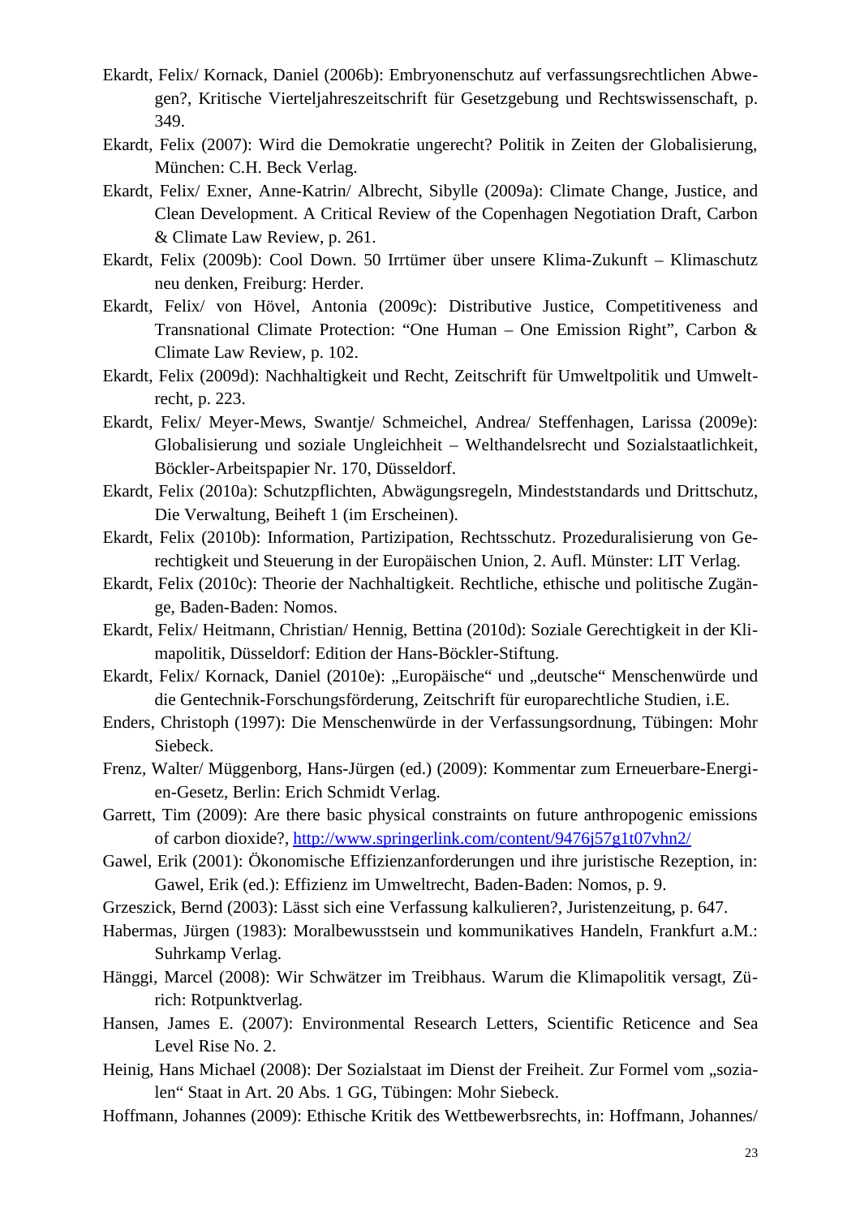Ekardt, Felix/ Kornack, Daniel (2006b): Embryonenschutz auf verfassungsrechtlichen Abwegen?, Kritische Vierteljahreszeitschrift für Gesetzgebung und Rechtswissenschaft, p. 349.

Ekardt, Felix (2007): Wird die Demokratie ungerecht? Politik in Zeiten der Globalisierung, München: C.H. Beck Verlag.

Ekardt, Felix/ Exner, Anne-Katrin/ Albrecht, Sibylle (2009a): Climate Change, Justice, and Clean Development. A Critical Review of the Copenhagen Negotiation Draft, Carbon & Climate Law Review, p. 261.

Ekardt, Felix (2009b): Cool Down. 50 Irrtümer über unsere Klima-Zukunft – Klimaschutz neu denken, Freiburg: Herder.

Ekardt, Felix/ von Hövel, Antonia (2009c): Distributive Justice, Competitiveness and Transnational Climate Protection: "One Human – One Emission Right", Carbon & Climate Law Review, p. 102.

Ekardt, Felix (2009d): Nachhaltigkeit und Recht, Zeitschrift für Umweltpolitik und Umweltrecht, p. 223.

Ekardt, Felix/ Meyer-Mews, Swantje/ Schmeichel, Andrea/ Steffenhagen, Larissa (2009e): Globalisierung und soziale Ungleichheit – Welthandelsrecht und Sozialstaatlichkeit, Böckler-Arbeitspapier Nr. 170, Düsseldorf.

Ekardt, Felix (2010a): Schutzpflichten, Abwägungsregeln, Mindeststandards und Drittschutz, Die Verwaltung, Beiheft 1 (im Erscheinen).

Ekardt, Felix (2010b): Information, Partizipation, Rechtsschutz. Prozeduralisierung von Gerechtigkeit und Steuerung in der Europäischen Union, 2. Aufl. Münster: LIT Verlag.

Ekardt, Felix (2010c): Theorie der Nachhaltigkeit. Rechtliche, ethische und politische Zugänge, Baden-Baden: Nomos.

Ekardt, Felix/ Heitmann, Christian/ Hennig, Bettina (2010d): Soziale Gerechtigkeit in der Klimapolitik, Düsseldorf: Edition der Hans-Böckler-Stiftung.

Ekardt, Felix/ Kornack, Daniel (2010e): „Europäische" und „deutsche" Menschenwürde und die Gentechnik-Forschungsförderung, Zeitschrift für europarechtliche Studien, i.E.

Enders, Christoph (1997): Die Menschenwürde in der Verfassungsordnung, Tübingen: Mohr Siebeck.

Frenz, Walter/ Müggenborg, Hans-Jürgen (ed.) (2009): Kommentar zum Erneuerbare-Energien-Gesetz, Berlin: Erich Schmidt Verlag.

Garrett, Tim (2009): Are there basic physical constraints on future anthropogenic emissions of carbon dioxide?, http://www.springerlink.com/content/9476j57g1t07vhn2/

Gawel, Erik (2001): Ökonomische Effizienzanforderungen und ihre juristische Rezeption, in: Gawel, Erik (ed.): Effizienz im Umweltrecht, Baden-Baden: Nomos, p. 9.

Grzeszick, Bernd (2003): Lässt sich eine Verfassung kalkulieren?, Juristenzeitung, p. 647.

Habermas, Jürgen (1983): Moralbewusstsein und kommunikatives Handeln, Frankfurt a.M.: Suhrkamp Verlag.

Hänggi, Marcel (2008): Wir Schwätzer im Treibhaus. Warum die Klimapolitik versagt, Zürich: Rotpunktverlag.

Hansen, James E. (2007): Environmental Research Letters, Scientific Reticence and Sea Level Rise No. 2.

Heinig, Hans Michael (2008): Der Sozialstaat im Dienst der Freiheit. Zur Formel vom „sozialen" Staat in Art. 20 Abs. 1 GG, Tübingen: Mohr Siebeck.

Hoffmann, Johannes (2009): Ethische Kritik des Wettbewerbsrechts, in: Hoffmann, Johannes/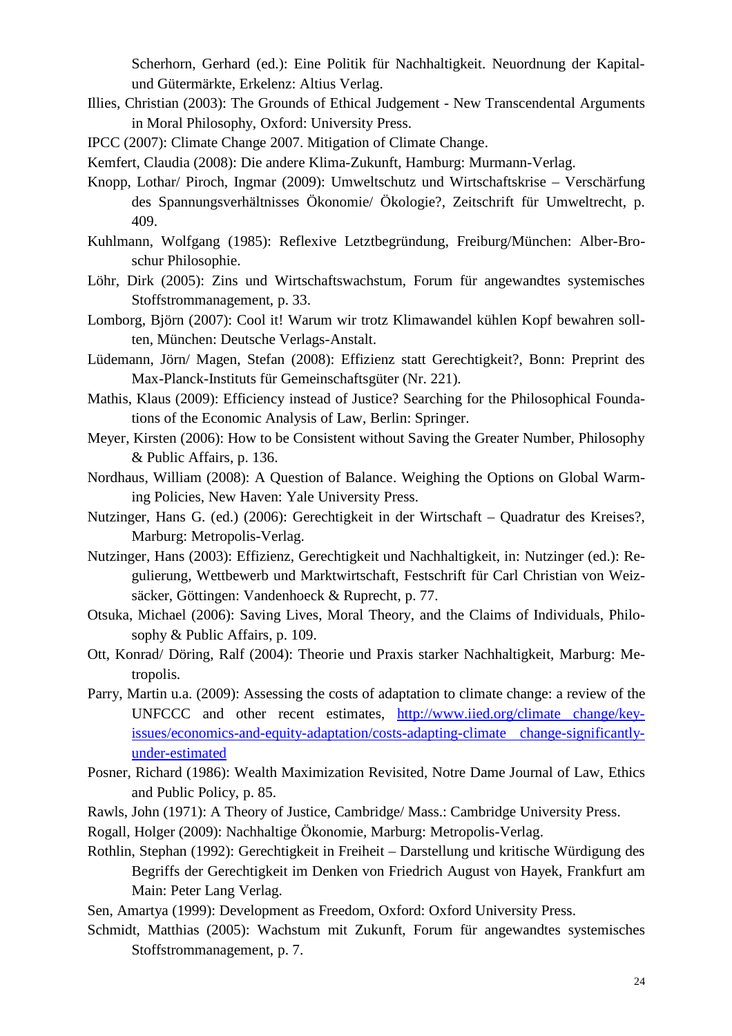Scherhorn, Gerhard (ed.): Eine Politik für Nachhaltigkeit. Neuordnung der Kapital- und Gütermärkte, Erkelenz: Altius Verlag.

Illies, Christian (2003): The Grounds of Ethical Judgement - New Transcendental Arguments in Moral Philosophy, Oxford: University Press.

IPCC (2007): Climate Change 2007. Mitigation of Climate Change.

Kemfert, Claudia (2008): Die andere Klima-Zukunft, Hamburg: Murmann-Verlag.

Knopp, Lothar/ Piroch, Ingmar (2009): Umweltschutz und Wirtschaftskrise – Verschärfung des Spannungsverhältnisses Ökonomie/ Ökologie?, Zeitschrift für Umweltrecht, p. 409.

Kuhlmann, Wolfgang (1985): Reflexive Letztbegründung, Freiburg/München: Alber-Broschur Philosophie.

Löhr, Dirk (2005): Zins und Wirtschaftswachstum, Forum für angewandtes systemisches Stoffstrommanagement, p. 33.

Lomborg, Björn (2007): Cool it! Warum wir trotz Klimawandel kühlen Kopf bewahren sollten, München: Deutsche Verlags-Anstalt.

Lüdemann, Jörn/ Magen, Stefan (2008): Effizienz statt Gerechtigkeit?, Bonn: Preprint des Max-Planck-Instituts für Gemeinschaftsgüter (Nr. 221).

Mathis, Klaus (2009): Efficiency instead of Justice? Searching for the Philosophical Foundations of the Economic Analysis of Law, Berlin: Springer.

Meyer, Kirsten (2006): How to be Consistent without Saving the Greater Number, Philosophy & Public Affairs, p. 136.

Nordhaus, William (2008): A Question of Balance. Weighing the Options on Global Warming Policies, New Haven: Yale University Press.

Nutzinger, Hans G. (ed.) (2006): Gerechtigkeit in der Wirtschaft – Quadratur des Kreises?, Marburg: Metropolis-Verlag.

Nutzinger, Hans (2003): Effizienz, Gerechtigkeit und Nachhaltigkeit, in: Nutzinger (ed.): Regulierung, Wettbewerb und Marktwirtschaft, Festschrift für Carl Christian von Weizsäcker, Göttingen: Vandenhoeck & Ruprecht, p. 77.

Otsuka, Michael (2006): Saving Lives, Moral Theory, and the Claims of Individuals, Philosophy & Public Affairs, p. 109.

Ott, Konrad/ Döring, Ralf (2004): Theorie und Praxis starker Nachhaltigkeit, Marburg: Metropolis.

Parry, Martin u.a. (2009): Assessing the costs of adaptation to climate change: a review of the UNFCCC and other recent estimates, http://www.iied.org/climate_change/key-issues/economics-and-equity-adaptation/costs-adapting-climate_change-significantly-under-estimated

Posner, Richard (1986): Wealth Maximization Revisited, Notre Dame Journal of Law, Ethics and Public Policy, p. 85.

Rawls, John (1971): A Theory of Justice, Cambridge/ Mass.: Cambridge University Press.

Rogall, Holger (2009): Nachhaltige Ökonomie, Marburg: Metropolis-Verlag.

Rothlin, Stephan (1992): Gerechtigkeit in Freiheit – Darstellung und kritische Würdigung des Begriffs der Gerechtigkeit im Denken von Friedrich August von Hayek, Frankfurt am Main: Peter Lang Verlag.

Sen, Amartya (1999): Development as Freedom, Oxford: Oxford University Press.

Schmidt, Matthias (2005): Wachstum mit Zukunft, Forum für angewandtes systemisches Stoffstrommanagement, p. 7.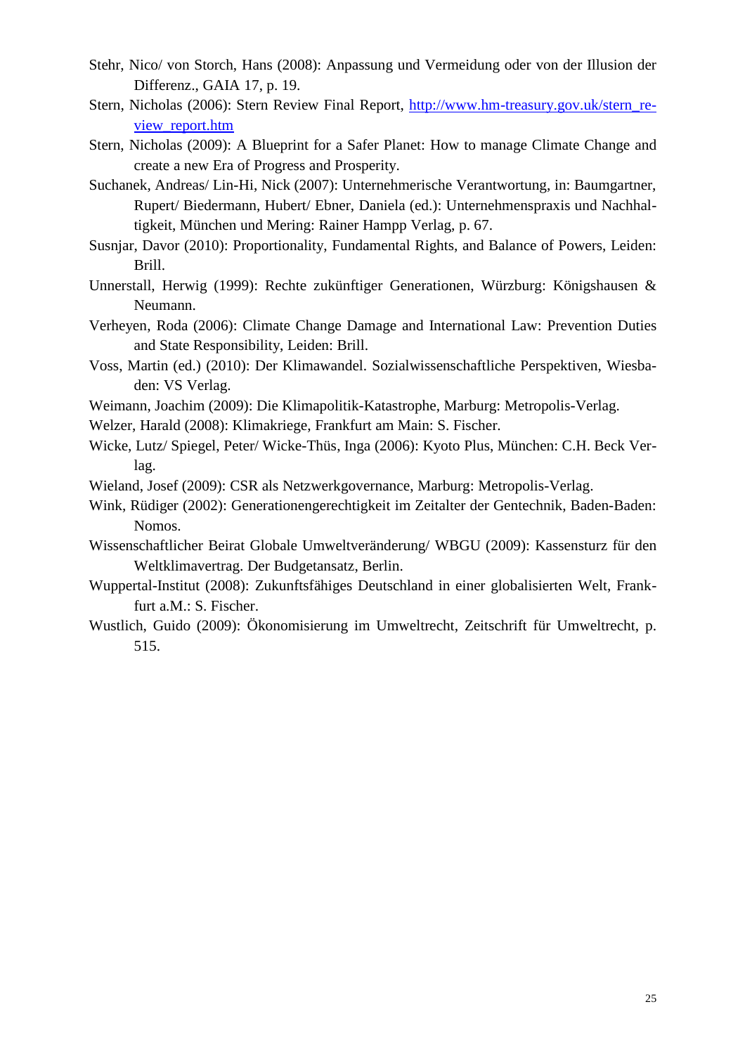Stehr, Nico/ von Storch, Hans (2008): Anpassung und Vermeidung oder von der Illusion der Differenz., GAIA 17, p. 19.

Stern, Nicholas (2006): Stern Review Final Report, http://www.hm-treasury.gov.uk/stern_review_report.htm

Stern, Nicholas (2009): A Blueprint for a Safer Planet: How to manage Climate Change and create a new Era of Progress and Prosperity.

Suchanek, Andreas/ Lin-Hi, Nick (2007): Unternehmerische Verantwortung, in: Baumgartner, Rupert/ Biedermann, Hubert/ Ebner, Daniela (ed.): Unternehmenspraxis und Nachhaltigkeit, München und Mering: Rainer Hampp Verlag, p. 67.

Susnjar, Davor (2010): Proportionality, Fundamental Rights, and Balance of Powers, Leiden: Brill.

Unnerstall, Herwig (1999): Rechte zukünftiger Generationen, Würzburg: Königshausen & Neumann.

Verheyen, Roda (2006): Climate Change Damage and International Law: Prevention Duties and State Responsibility, Leiden: Brill.

Voss, Martin (ed.) (2010): Der Klimawandel. Sozialwissenschaftliche Perspektiven, Wiesbaden: VS Verlag.

Weimann, Joachim (2009): Die Klimapolitik-Katastrophe, Marburg: Metropolis-Verlag.

Welzer, Harald (2008): Klimakriege, Frankfurt am Main: S. Fischer.

Wicke, Lutz/ Spiegel, Peter/ Wicke-Thüs, Inga (2006): Kyoto Plus, München: C.H. Beck Verlag.

Wieland, Josef (2009): CSR als Netzwerkgovernance, Marburg: Metropolis-Verlag.

Wink, Rüdiger (2002): Generationengerechtigkeit im Zeitalter der Gentechnik, Baden-Baden: Nomos.

Wissenschaftlicher Beirat Globale Umweltveränderung/ WBGU (2009): Kassensturz für den Weltklimavertrag. Der Budgetansatz, Berlin.

Wuppertal-Institut (2008): Zukunftsfähiges Deutschland in einer globalisierten Welt, Frankfurt a.M.: S. Fischer.

Wustlich, Guido (2009): Ökonomisierung im Umweltrecht, Zeitschrift für Umweltrecht, p. 515.